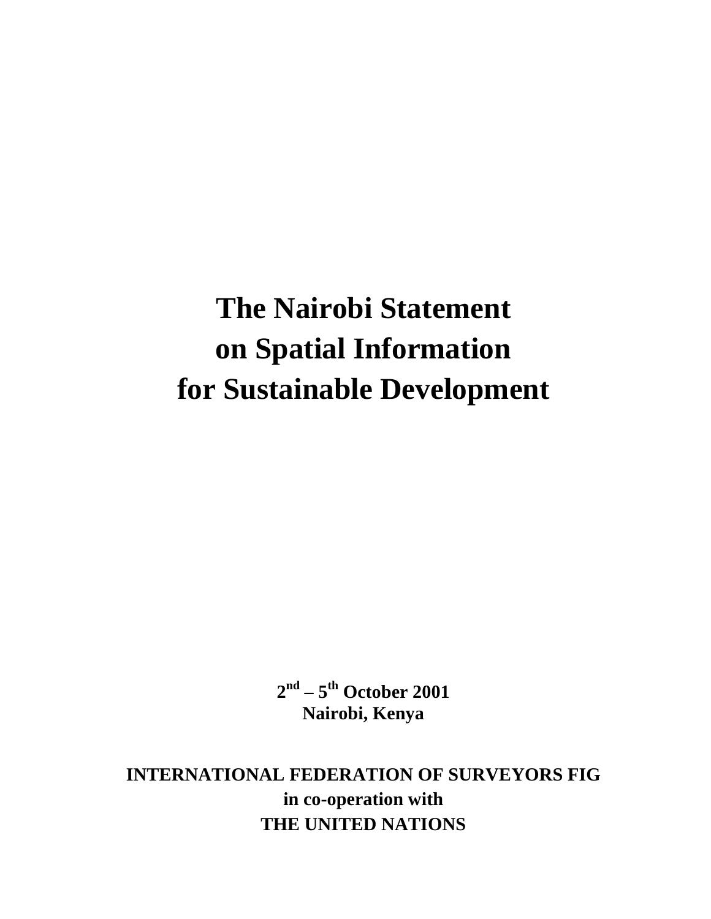# The Nairobi Statement on Spatial Information for Sustainable Development

**2nd – 5th October 2001**
**Nairobi, Kenya**

**INTERNATIONAL FEDERATION OF SURVEYORS FIG**
**in co-operation with**
**THE UNITED NATIONS**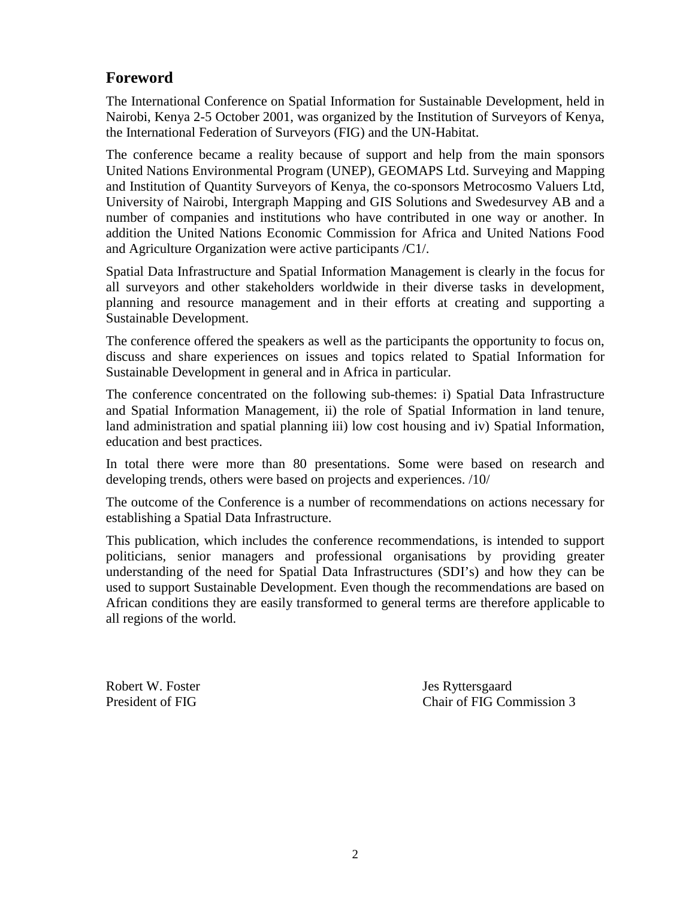## Foreword

The International Conference on Spatial Information for Sustainable Development, held in Nairobi, Kenya 2-5 October 2001, was organized by the Institution of Surveyors of Kenya, the International Federation of Surveyors (FIG) and the UN-Habitat.

The conference became a reality because of support and help from the main sponsors United Nations Environmental Program (UNEP), GEOMAPS Ltd. Surveying and Mapping and Institution of Quantity Surveyors of Kenya, the co-sponsors Metrocosmo Valuers Ltd, University of Nairobi, Intergraph Mapping and GIS Solutions and Swedesurvey AB and a number of companies and institutions who have contributed in one way or another. In addition the United Nations Economic Commission for Africa and United Nations Food and Agriculture Organization were active participants /C1/.

Spatial Data Infrastructure and Spatial Information Management is clearly in the focus for all surveyors and other stakeholders worldwide in their diverse tasks in development, planning and resource management and in their efforts at creating and supporting a Sustainable Development.

The conference offered the speakers as well as the participants the opportunity to focus on, discuss and share experiences on issues and topics related to Spatial Information for Sustainable Development in general and in Africa in particular.

The conference concentrated on the following sub-themes: i) Spatial Data Infrastructure and Spatial Information Management, ii) the role of Spatial Information in land tenure, land administration and spatial planning iii) low cost housing and iv) Spatial Information, education and best practices.

In total there were more than 80 presentations. Some were based on research and developing trends, others were based on projects and experiences. /10/

The outcome of the Conference is a number of recommendations on actions necessary for establishing a Spatial Data Infrastructure.

This publication, which includes the conference recommendations, is intended to support politicians, senior managers and professional organisations by providing greater understanding of the need for Spatial Data Infrastructures (SDI's) and how they can be used to support Sustainable Development. Even though the recommendations are based on African conditions they are easily transformed to general terms are therefore applicable to all regions of the world.

Robert W. Foster
President of FIG

Jes Ryttersgaard
Chair of FIG Commission 3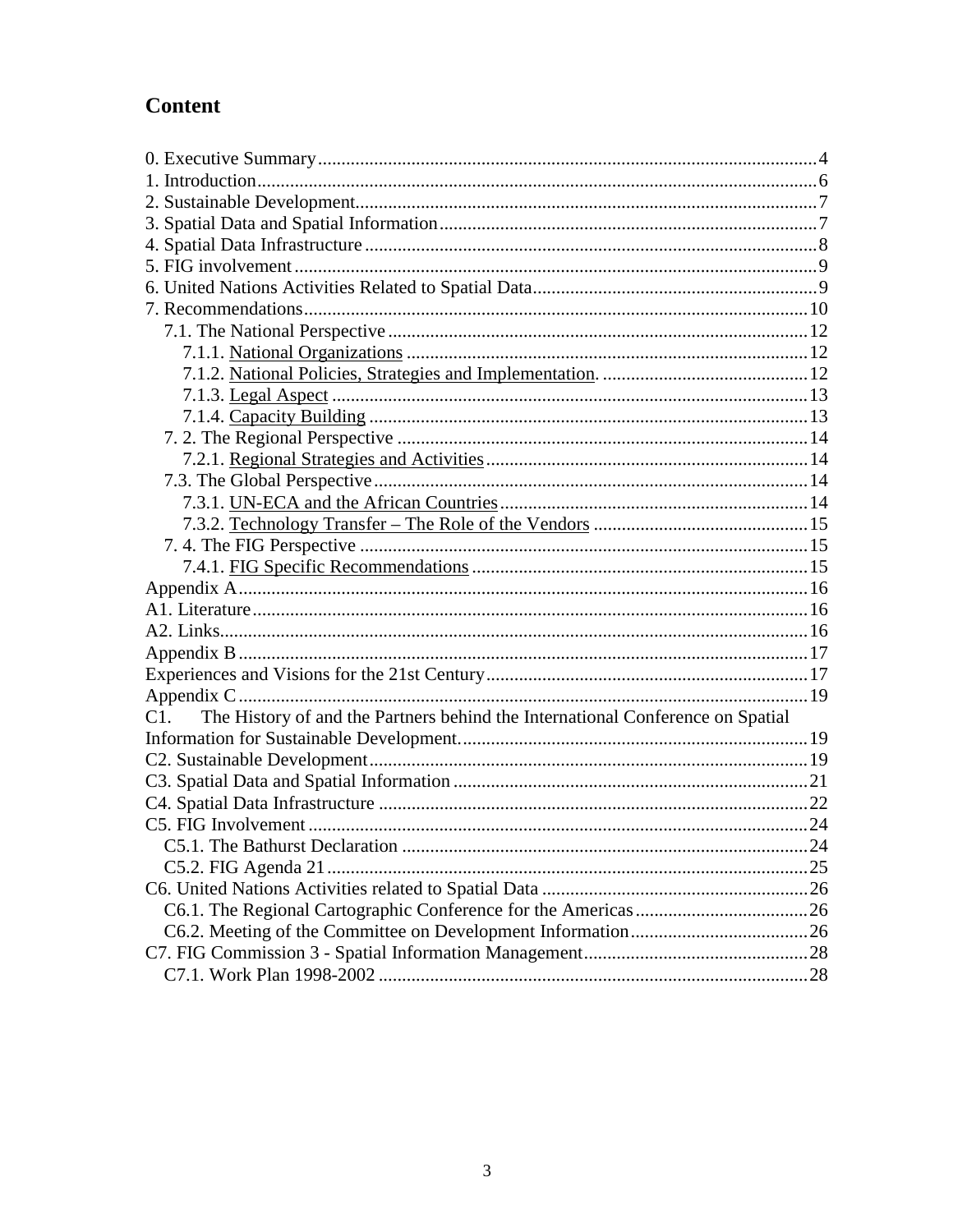# Content

0. Executive Summary ........................................................................................................ 4
1. Introduction ..................................................................................................................... 6
2. Sustainable Development ................................................................................................ 7
3. Spatial Data and Spatial Information ............................................................................. 7
4. Spatial Data Infrastructure .............................................................................................. 8
5. FIG involvement ............................................................................................................. 9
6. United Nations Activities Related to Spatial Data .......................................................... 9
7. Recommendations ......................................................................................................... 10
   7.1. The National Perspective ......................................................................................... 12
      7.1.1. National Organizations ..................................................................................... 12
      7.1.2. National Policies, Strategies and Implementation. ........................................... 12
      7.1.3. Legal Aspect ..................................................................................................... 13
      7.1.4. Capacity Building ............................................................................................. 13
   7. 2. The Regional Perspective ....................................................................................... 14
      7.2.1. Regional Strategies and Activities .................................................................... 14
   7.3. The Global Perspective ............................................................................................ 14
      7.3.1. UN-ECA and the African Countries ................................................................. 14
      7.3.2. Technology Transfer – The Role of the Vendors ............................................. 15
   7. 4. The FIG Perspective ............................................................................................... 15
      7.4.1. FIG Specific Recommendations ....................................................................... 15
Appendix A ........................................................................................................................ 16
A1. Literature ..................................................................................................................... 16
A2. Links ............................................................................................................................ 16
Appendix B ........................................................................................................................ 17
Experiences and Visions for the 21st Century ................................................................... 17
Appendix C ........................................................................................................................ 19
C1. The History of and the Partners behind the International Conference on Spatial Information for Sustainable Development. ......................................................................... 19
C2. Sustainable Development ............................................................................................ 19
C3. Spatial Data and Spatial Information .......................................................................... 21
C4. Spatial Data Infrastructure .......................................................................................... 22
C5. FIG Involvement ......................................................................................................... 24
   C5.1. The Bathurst Declaration ...................................................................................... 24
   C5.2. FIG Agenda 21 ..................................................................................................... 25
C6. United Nations Activities related to Spatial Data ........................................................ 26
   C6.1. The Regional Cartographic Conference for the Americas .................................... 26
   C6.2. Meeting of the Committee on Development Information ..................................... 26
C7. FIG Commission 3 - Spatial Information Management ............................................... 28
   C7.1. Work Plan 1998-2002 ........................................................................................... 28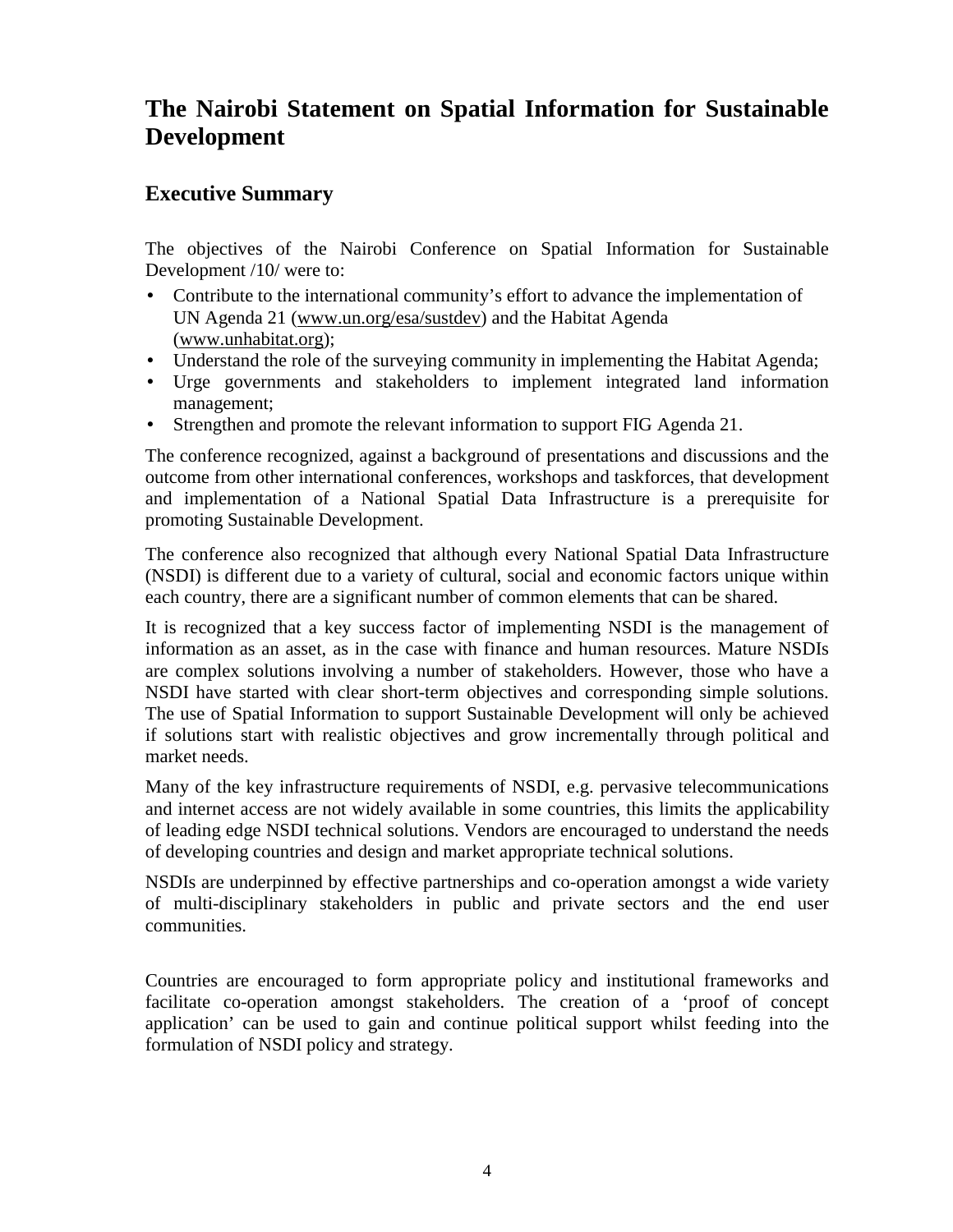# The Nairobi Statement on Spatial Information for Sustainable Development

## Executive Summary

The objectives of the Nairobi Conference on Spatial Information for Sustainable Development /10/ were to:

- Contribute to the international community's effort to advance the implementation of UN Agenda 21 (www.un.org/esa/sustdev) and the Habitat Agenda (www.unhabitat.org);
- Understand the role of the surveying community in implementing the Habitat Agenda;
- Urge governments and stakeholders to implement integrated land information management;
- Strengthen and promote the relevant information to support FIG Agenda 21.

The conference recognized, against a background of presentations and discussions and the outcome from other international conferences, workshops and taskforces, that development and implementation of a National Spatial Data Infrastructure is a prerequisite for promoting Sustainable Development.

The conference also recognized that although every National Spatial Data Infrastructure (NSDI) is different due to a variety of cultural, social and economic factors unique within each country, there are a significant number of common elements that can be shared.

It is recognized that a key success factor of implementing NSDI is the management of information as an asset, as in the case with finance and human resources. Mature NSDIs are complex solutions involving a number of stakeholders. However, those who have a NSDI have started with clear short-term objectives and corresponding simple solutions. The use of Spatial Information to support Sustainable Development will only be achieved if solutions start with realistic objectives and grow incrementally through political and market needs.

Many of the key infrastructure requirements of NSDI, e.g. pervasive telecommunications and internet access are not widely available in some countries, this limits the applicability of leading edge NSDI technical solutions. Vendors are encouraged to understand the needs of developing countries and design and market appropriate technical solutions.

NSDIs are underpinned by effective partnerships and co-operation amongst a wide variety of multi-disciplinary stakeholders in public and private sectors and the end user communities.

Countries are encouraged to form appropriate policy and institutional frameworks and facilitate co-operation amongst stakeholders. The creation of a 'proof of concept application' can be used to gain and continue political support whilst feeding into the formulation of NSDI policy and strategy.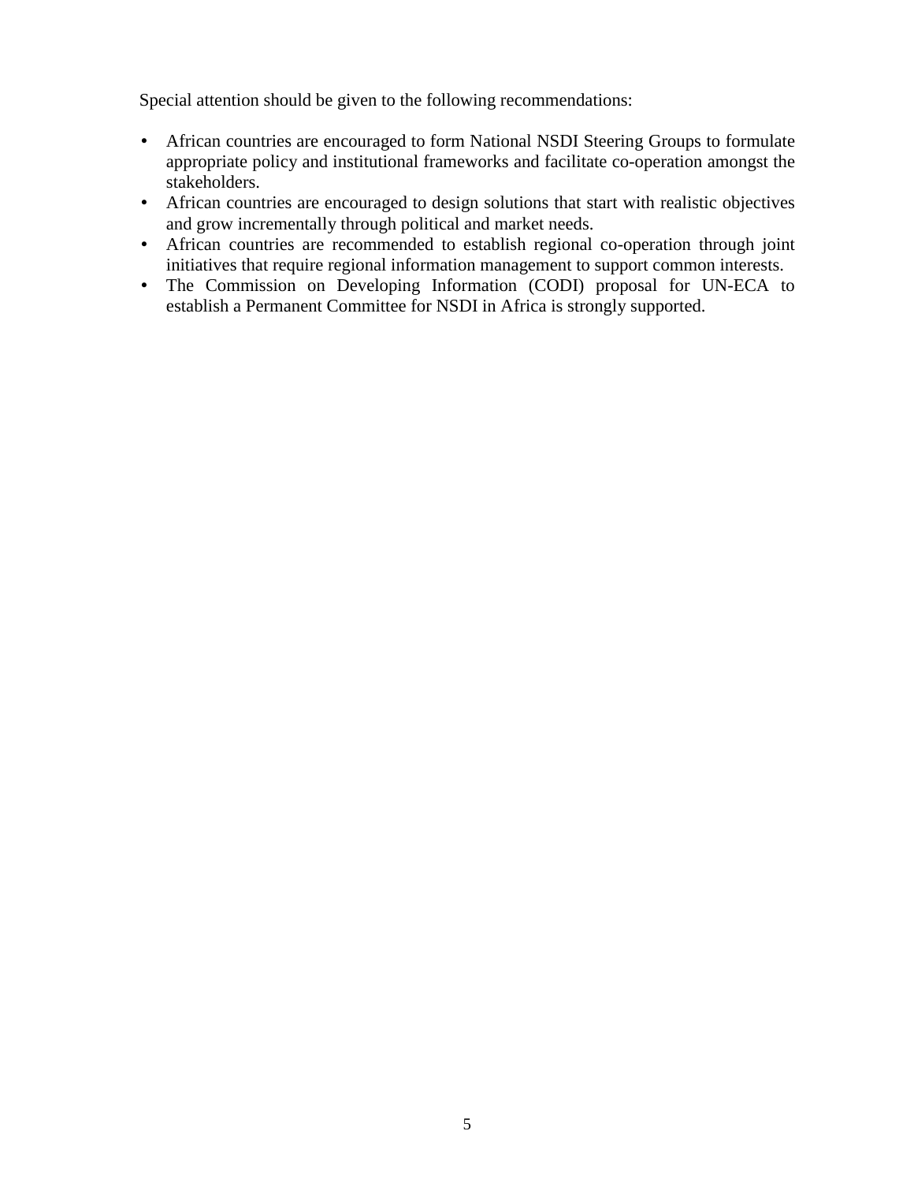Special attention should be given to the following recommendations:

- African countries are encouraged to form National NSDI Steering Groups to formulate appropriate policy and institutional frameworks and facilitate co-operation amongst the stakeholders.
- African countries are encouraged to design solutions that start with realistic objectives and grow incrementally through political and market needs.
- African countries are recommended to establish regional co-operation through joint initiatives that require regional information management to support common interests.
- The Commission on Developing Information (CODI) proposal for UN-ECA to establish a Permanent Committee for NSDI in Africa is strongly supported.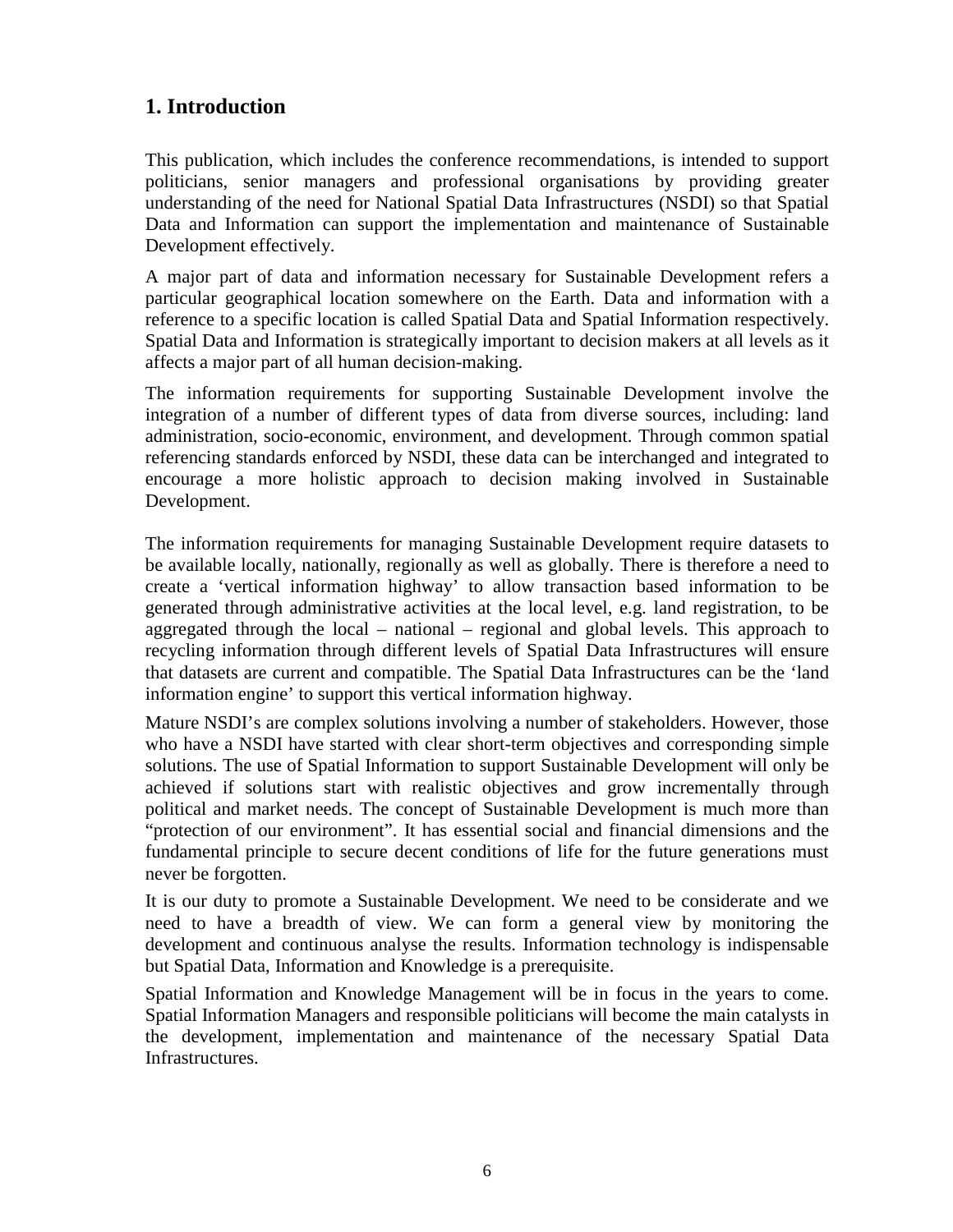## 1. Introduction

This publication, which includes the conference recommendations, is intended to support politicians, senior managers and professional organisations by providing greater understanding of the need for National Spatial Data Infrastructures (NSDI) so that Spatial Data and Information can support the implementation and maintenance of Sustainable Development effectively.

A major part of data and information necessary for Sustainable Development refers a particular geographical location somewhere on the Earth. Data and information with a reference to a specific location is called Spatial Data and Spatial Information respectively. Spatial Data and Information is strategically important to decision makers at all levels as it affects a major part of all human decision-making.

The information requirements for supporting Sustainable Development involve the integration of a number of different types of data from diverse sources, including: land administration, socio-economic, environment, and development. Through common spatial referencing standards enforced by NSDI, these data can be interchanged and integrated to encourage a more holistic approach to decision making involved in Sustainable Development.

The information requirements for managing Sustainable Development require datasets to be available locally, nationally, regionally as well as globally. There is therefore a need to create a 'vertical information highway' to allow transaction based information to be generated through administrative activities at the local level, e.g. land registration, to be aggregated through the local – national – regional and global levels. This approach to recycling information through different levels of Spatial Data Infrastructures will ensure that datasets are current and compatible. The Spatial Data Infrastructures can be the 'land information engine' to support this vertical information highway.

Mature NSDI's are complex solutions involving a number of stakeholders. However, those who have a NSDI have started with clear short-term objectives and corresponding simple solutions. The use of Spatial Information to support Sustainable Development will only be achieved if solutions start with realistic objectives and grow incrementally through political and market needs. The concept of Sustainable Development is much more than "protection of our environment". It has essential social and financial dimensions and the fundamental principle to secure decent conditions of life for the future generations must never be forgotten.

It is our duty to promote a Sustainable Development. We need to be considerate and we need to have a breadth of view. We can form a general view by monitoring the development and continuous analyse the results. Information technology is indispensable but Spatial Data, Information and Knowledge is a prerequisite.

Spatial Information and Knowledge Management will be in focus in the years to come. Spatial Information Managers and responsible politicians will become the main catalysts in the development, implementation and maintenance of the necessary Spatial Data Infrastructures.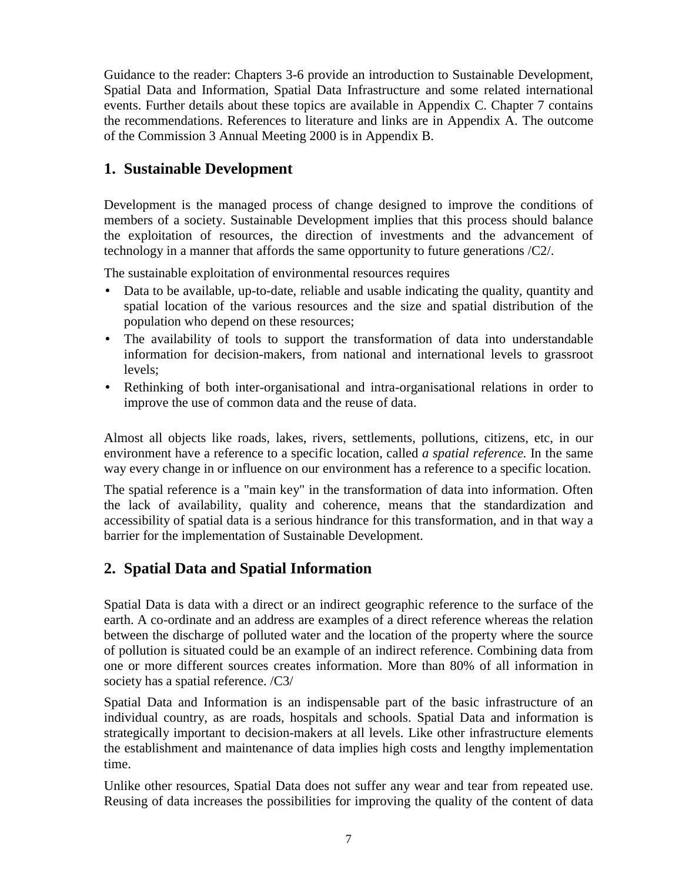Guidance to the reader: Chapters 3-6 provide an introduction to Sustainable Development, Spatial Data and Information, Spatial Data Infrastructure and some related international events. Further details about these topics are available in Appendix C. Chapter 7 contains the recommendations. References to literature and links are in Appendix A. The outcome of the Commission 3 Annual Meeting 2000 is in Appendix B.

## 1. Sustainable Development

Development is the managed process of change designed to improve the conditions of members of a society. Sustainable Development implies that this process should balance the exploitation of resources, the direction of investments and the advancement of technology in a manner that affords the same opportunity to future generations /C2/.

The sustainable exploitation of environmental resources requires

- Data to be available, up-to-date, reliable and usable indicating the quality, quantity and spatial location of the various resources and the size and spatial distribution of the population who depend on these resources;
- The availability of tools to support the transformation of data into understandable information for decision-makers, from national and international levels to grassroot levels;
- Rethinking of both inter-organisational and intra-organisational relations in order to improve the use of common data and the reuse of data.

Almost all objects like roads, lakes, rivers, settlements, pollutions, citizens, etc, in our environment have a reference to a specific location, called *a spatial reference.* In the same way every change in or influence on our environment has a reference to a specific location.

The spatial reference is a "main key" in the transformation of data into information. Often the lack of availability, quality and coherence, means that the standardization and accessibility of spatial data is a serious hindrance for this transformation, and in that way a barrier for the implementation of Sustainable Development.

## 2. Spatial Data and Spatial Information

Spatial Data is data with a direct or an indirect geographic reference to the surface of the earth. A co-ordinate and an address are examples of a direct reference whereas the relation between the discharge of polluted water and the location of the property where the source of pollution is situated could be an example of an indirect reference. Combining data from one or more different sources creates information. More than 80% of all information in society has a spatial reference. /C3/

Spatial Data and Information is an indispensable part of the basic infrastructure of an individual country, as are roads, hospitals and schools. Spatial Data and information is strategically important to decision-makers at all levels. Like other infrastructure elements the establishment and maintenance of data implies high costs and lengthy implementation time.

Unlike other resources, Spatial Data does not suffer any wear and tear from repeated use. Reusing of data increases the possibilities for improving the quality of the content of data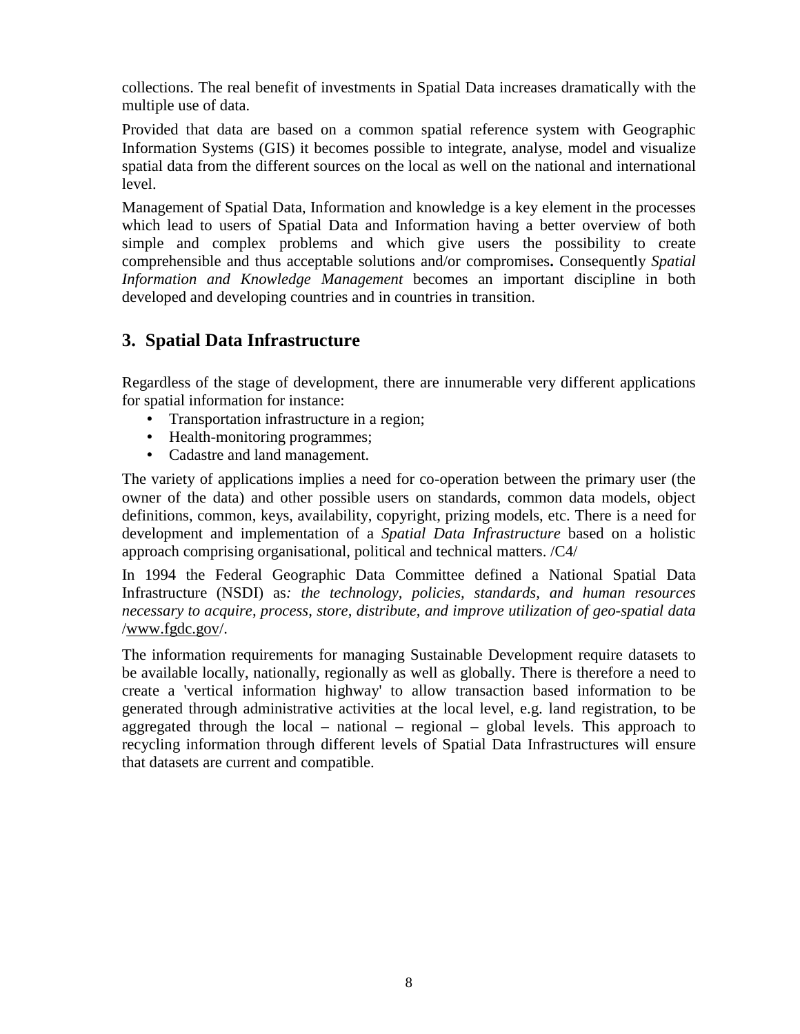collections. The real benefit of investments in Spatial Data increases dramatically with the multiple use of data.

Provided that data are based on a common spatial reference system with Geographic Information Systems (GIS) it becomes possible to integrate, analyse, model and visualize spatial data from the different sources on the local as well on the national and international level.

Management of Spatial Data, Information and knowledge is a key element in the processes which lead to users of Spatial Data and Information having a better overview of both simple and complex problems and which give users the possibility to create comprehensible and thus acceptable solutions and/or compromises**.** Consequently *Spatial Information and Knowledge Management* becomes an important discipline in both developed and developing countries and in countries in transition.

## 3. Spatial Data Infrastructure

Regardless of the stage of development, there are innumerable very different applications for spatial information for instance:

- Transportation infrastructure in a region;
- Health-monitoring programmes;
- Cadastre and land management.

The variety of applications implies a need for co-operation between the primary user (the owner of the data) and other possible users on standards, common data models, object definitions, common, keys, availability, copyright, prizing models, etc. There is a need for development and implementation of a *Spatial Data Infrastructure* based on a holistic approach comprising organisational, political and technical matters. /C4/

In 1994 the Federal Geographic Data Committee defined a National Spatial Data Infrastructure (NSDI) as*: the technology, policies, standards, and human resources necessary to acquire, process, store, distribute, and improve utilization of geo-spatial data* /www.fgdc.gov/.

The information requirements for managing Sustainable Development require datasets to be available locally, nationally, regionally as well as globally. There is therefore a need to create a 'vertical information highway' to allow transaction based information to be generated through administrative activities at the local level, e.g. land registration, to be aggregated through the local – national – regional – global levels. This approach to recycling information through different levels of Spatial Data Infrastructures will ensure that datasets are current and compatible.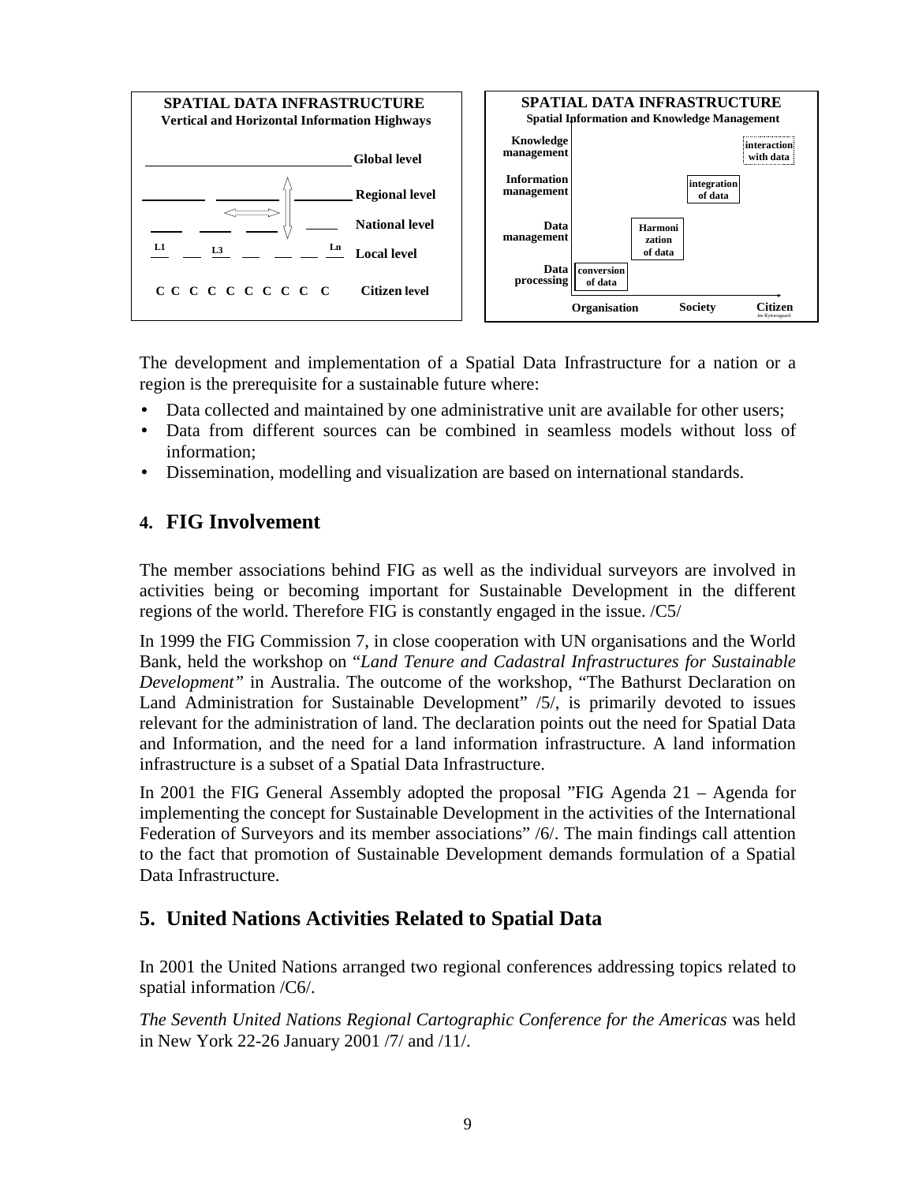**SPATIAL DATA INFRASTRUCTURE**
**Vertical and Horizontal Information Highways**

Global level

Regional level

National level

L1 L3 Ln Local level

C C C C C C C C C C Citizen level

**SPATIAL DATA INFRASTRUCTURE**
**Spatial Information and Knowledge Management**

| | Organisation | | Society | Citizen |
|---|---|---|---|---|
| Knowledge management | | | | interaction with data |
| Information management | | | integration of data | |
| Data management | | Harmonization of data | | |
| Data processing | conversion of data | | | |

The development and implementation of a Spatial Data Infrastructure for a nation or a region is the prerequisite for a sustainable future where:

- Data collected and maintained by one administrative unit are available for other users;
- Data from different sources can be combined in seamless models without loss of information;
- Dissemination, modelling and visualization are based on international standards.

## 4. FIG Involvement

The member associations behind FIG as well as the individual surveyors are involved in activities being or becoming important for Sustainable Development in the different regions of the world. Therefore FIG is constantly engaged in the issue. /C5/

In 1999 the FIG Commission 7, in close cooperation with UN organisations and the World Bank, held the workshop on "*Land Tenure and Cadastral Infrastructures for Sustainable Development"* in Australia. The outcome of the workshop, "The Bathurst Declaration on Land Administration for Sustainable Development" /5/, is primarily devoted to issues relevant for the administration of land. The declaration points out the need for Spatial Data and Information, and the need for a land information infrastructure. A land information infrastructure is a subset of a Spatial Data Infrastructure.

In 2001 the FIG General Assembly adopted the proposal "FIG Agenda 21 – Agenda for implementing the concept for Sustainable Development in the activities of the International Federation of Surveyors and its member associations" /6/. The main findings call attention to the fact that promotion of Sustainable Development demands formulation of a Spatial Data Infrastructure.

## 5. United Nations Activities Related to Spatial Data

In 2001 the United Nations arranged two regional conferences addressing topics related to spatial information /C6/.

*The Seventh United Nations Regional Cartographic Conference for the Americas* was held in New York 22-26 January 2001 /7/ and /11/.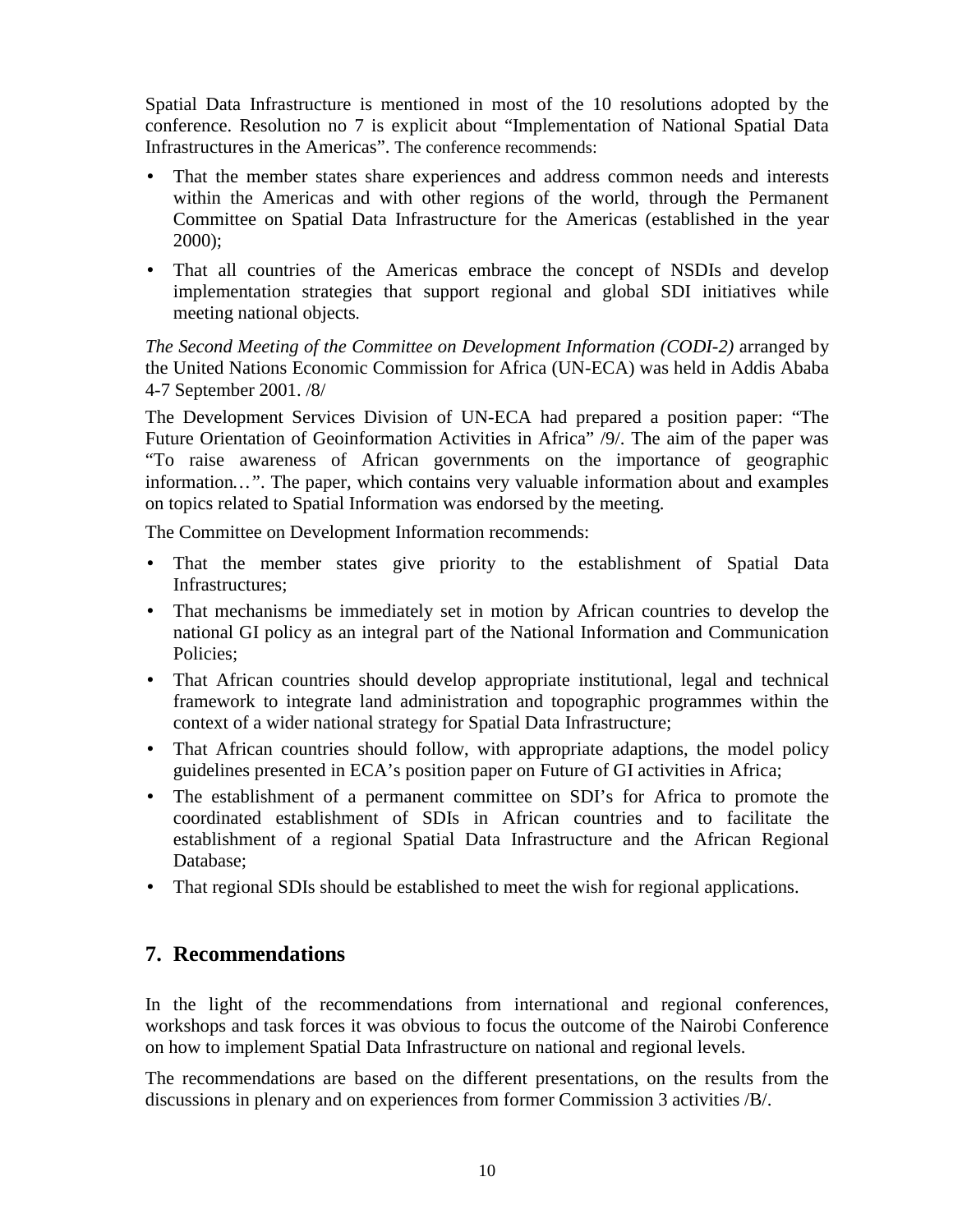Spatial Data Infrastructure is mentioned in most of the 10 resolutions adopted by the conference. Resolution no 7 is explicit about "Implementation of National Spatial Data Infrastructures in the Americas". The conference recommends:

- That the member states share experiences and address common needs and interests within the Americas and with other regions of the world, through the Permanent Committee on Spatial Data Infrastructure for the Americas (established in the year 2000);
- That all countries of the Americas embrace the concept of NSDIs and develop implementation strategies that support regional and global SDI initiatives while meeting national objects.

*The Second Meeting of the Committee on Development Information (CODI-2)* arranged by the United Nations Economic Commission for Africa (UN-ECA) was held in Addis Ababa 4-7 September 2001. /8/

The Development Services Division of UN-ECA had prepared a position paper: "The Future Orientation of Geoinformation Activities in Africa" /9/. The aim of the paper was "To raise awareness of African governments on the importance of geographic information…". The paper, which contains very valuable information about and examples on topics related to Spatial Information was endorsed by the meeting.

The Committee on Development Information recommends:

- That the member states give priority to the establishment of Spatial Data Infrastructures;
- That mechanisms be immediately set in motion by African countries to develop the national GI policy as an integral part of the National Information and Communication Policies;
- That African countries should develop appropriate institutional, legal and technical framework to integrate land administration and topographic programmes within the context of a wider national strategy for Spatial Data Infrastructure;
- That African countries should follow, with appropriate adaptions, the model policy guidelines presented in ECA's position paper on Future of GI activities in Africa;
- The establishment of a permanent committee on SDI's for Africa to promote the coordinated establishment of SDIs in African countries and to facilitate the establishment of a regional Spatial Data Infrastructure and the African Regional Database;
- That regional SDIs should be established to meet the wish for regional applications.

## 7. Recommendations

In the light of the recommendations from international and regional conferences, workshops and task forces it was obvious to focus the outcome of the Nairobi Conference on how to implement Spatial Data Infrastructure on national and regional levels.

The recommendations are based on the different presentations, on the results from the discussions in plenary and on experiences from former Commission 3 activities /B/.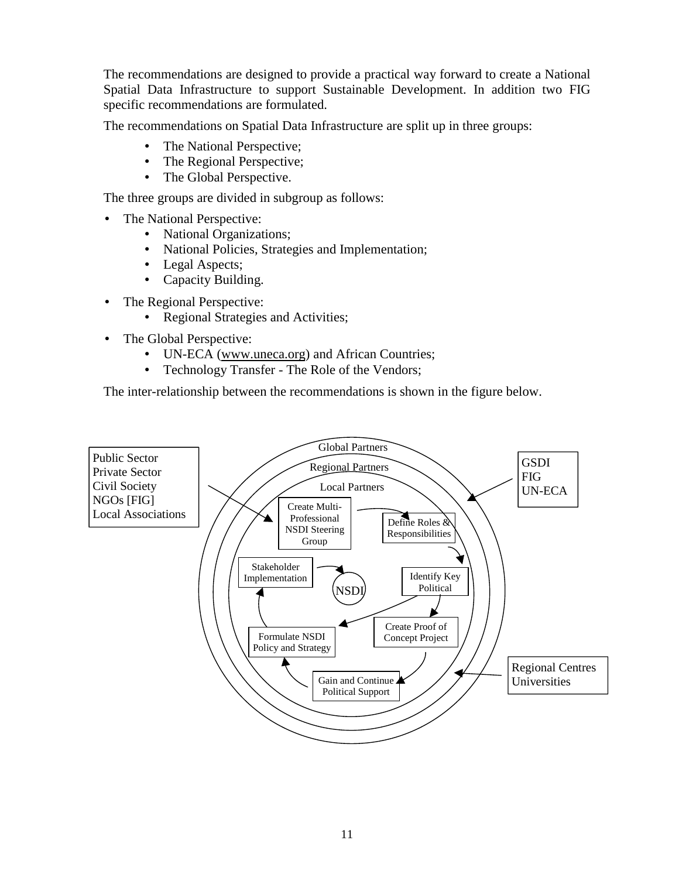The recommendations are designed to provide a practical way forward to create a National Spatial Data Infrastructure to support Sustainable Development. In addition two FIG specific recommendations are formulated.

The recommendations on Spatial Data Infrastructure are split up in three groups:

- The National Perspective;
- The Regional Perspective;
- The Global Perspective.

The three groups are divided in subgroup as follows:

- The National Perspective:
  - National Organizations;
  - National Policies, Strategies and Implementation;
  - Legal Aspects;
  - Capacity Building.
- The Regional Perspective:
  - Regional Strategies and Activities;
- The Global Perspective:
  - UN-ECA (www.uneca.org) and African Countries;
  - Technology Transfer - The Role of the Vendors;

The inter-relationship between the recommendations is shown in the figure below.

Public Sector
Private Sector
Civil Society
NGOs [FIG]
Local Associations

Global Partners
Regional Partners
Local Partners

Create Multi-Professional NSDI Steering Group
Define Roles & Responsibilities
Identify Key Political
Create Proof of Concept Project
Gain and Continue Political Support
Formulate NSDI Policy and Strategy
Stakeholder Implementation
NSDI

GSDI
FIG
UN-ECA

Regional Centres
Universities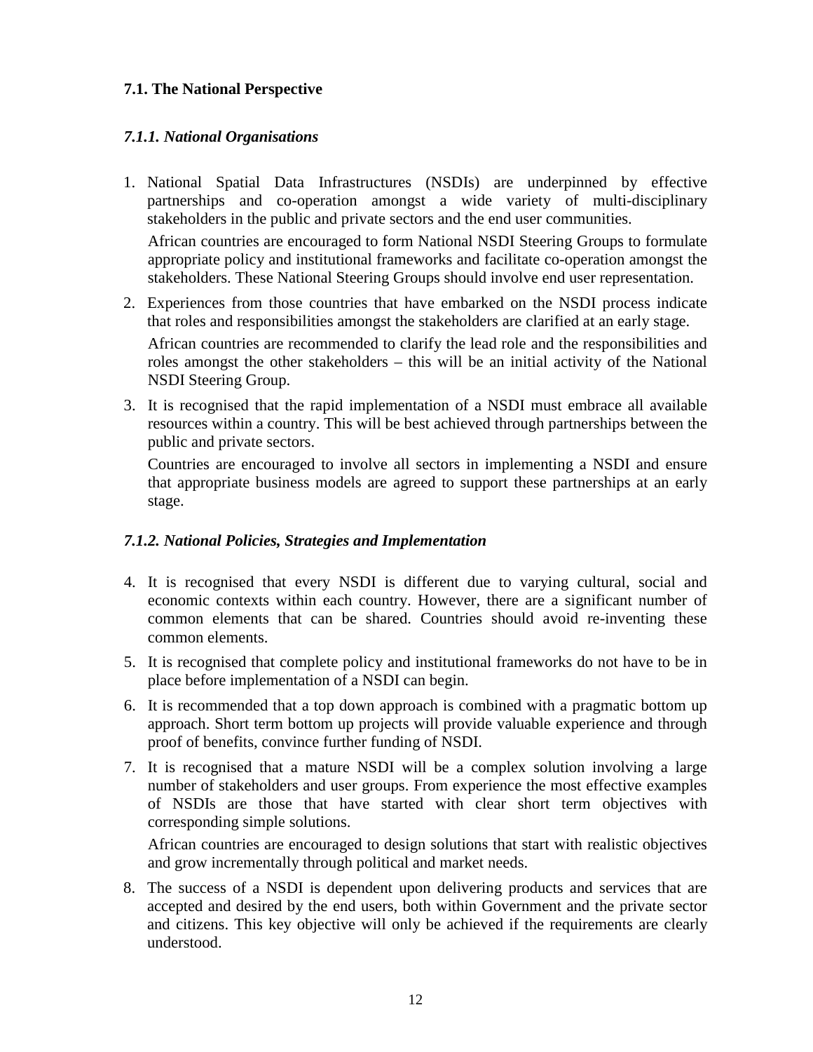### 7.1. The National Perspective

#### *7.1.1. National Organisations*

1. National Spatial Data Infrastructures (NSDIs) are underpinned by effective partnerships and co-operation amongst a wide variety of multi-disciplinary stakeholders in the public and private sectors and the end user communities.

   African countries are encouraged to form National NSDI Steering Groups to formulate appropriate policy and institutional frameworks and facilitate co-operation amongst the stakeholders. These National Steering Groups should involve end user representation.

2. Experiences from those countries that have embarked on the NSDI process indicate that roles and responsibilities amongst the stakeholders are clarified at an early stage.

   African countries are recommended to clarify the lead role and the responsibilities and roles amongst the other stakeholders – this will be an initial activity of the National NSDI Steering Group.

3. It is recognised that the rapid implementation of a NSDI must embrace all available resources within a country. This will be best achieved through partnerships between the public and private sectors.

   Countries are encouraged to involve all sectors in implementing a NSDI and ensure that appropriate business models are agreed to support these partnerships at an early stage.

#### *7.1.2. National Policies, Strategies and Implementation*

4. It is recognised that every NSDI is different due to varying cultural, social and economic contexts within each country. However, there are a significant number of common elements that can be shared. Countries should avoid re-inventing these common elements.

5. It is recognised that complete policy and institutional frameworks do not have to be in place before implementation of a NSDI can begin.

6. It is recommended that a top down approach is combined with a pragmatic bottom up approach. Short term bottom up projects will provide valuable experience and through proof of benefits, convince further funding of NSDI.

7. It is recognised that a mature NSDI will be a complex solution involving a large number of stakeholders and user groups. From experience the most effective examples of NSDIs are those that have started with clear short term objectives with corresponding simple solutions.

   African countries are encouraged to design solutions that start with realistic objectives and grow incrementally through political and market needs.

8. The success of a NSDI is dependent upon delivering products and services that are accepted and desired by the end users, both within Government and the private sector and citizens. This key objective will only be achieved if the requirements are clearly understood.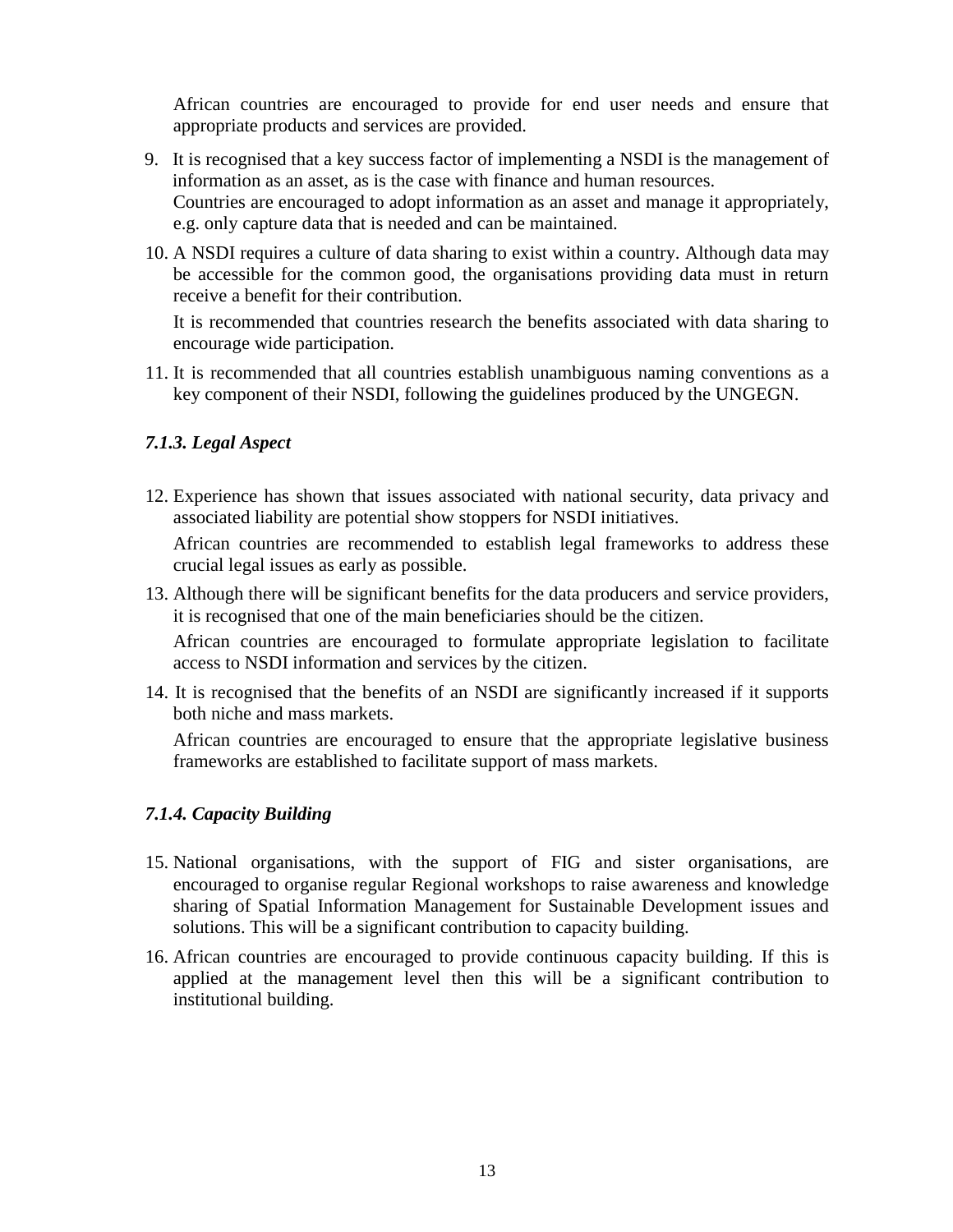African countries are encouraged to provide for end user needs and ensure that appropriate products and services are provided.

9. It is recognised that a key success factor of implementing a NSDI is the management of information as an asset, as is the case with finance and human resources.
   Countries are encouraged to adopt information as an asset and manage it appropriately, e.g. only capture data that is needed and can be maintained.

10. A NSDI requires a culture of data sharing to exist within a country. Although data may be accessible for the common good, the organisations providing data must in return receive a benefit for their contribution.

    It is recommended that countries research the benefits associated with data sharing to encourage wide participation.

11. It is recommended that all countries establish unambiguous naming conventions as a key component of their NSDI, following the guidelines produced by the UNGEGN.

### *7.1.3. Legal Aspect*

12. Experience has shown that issues associated with national security, data privacy and associated liability are potential show stoppers for NSDI initiatives.

    African countries are recommended to establish legal frameworks to address these crucial legal issues as early as possible.

13. Although there will be significant benefits for the data producers and service providers, it is recognised that one of the main beneficiaries should be the citizen.

    African countries are encouraged to formulate appropriate legislation to facilitate access to NSDI information and services by the citizen.

14. It is recognised that the benefits of an NSDI are significantly increased if it supports both niche and mass markets.

    African countries are encouraged to ensure that the appropriate legislative business frameworks are established to facilitate support of mass markets.

### *7.1.4. Capacity Building*

15. National organisations, with the support of FIG and sister organisations, are encouraged to organise regular Regional workshops to raise awareness and knowledge sharing of Spatial Information Management for Sustainable Development issues and solutions. This will be a significant contribution to capacity building.

16. African countries are encouraged to provide continuous capacity building. If this is applied at the management level then this will be a significant contribution to institutional building.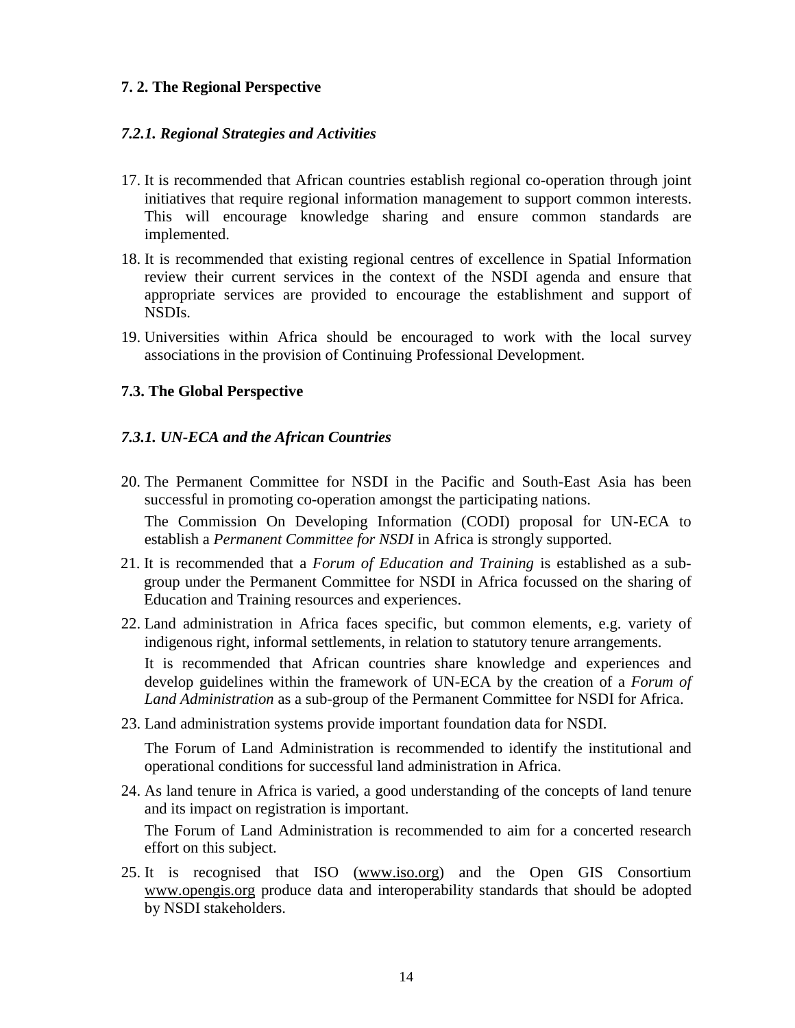### 7. 2. The Regional Perspective

#### *7.2.1. Regional Strategies and Activities*

17. It is recommended that African countries establish regional co-operation through joint initiatives that require regional information management to support common interests. This will encourage knowledge sharing and ensure common standards are implemented.
18. It is recommended that existing regional centres of excellence in Spatial Information review their current services in the context of the NSDI agenda and ensure that appropriate services are provided to encourage the establishment and support of NSDIs.
19. Universities within Africa should be encouraged to work with the local survey associations in the provision of Continuing Professional Development.

### 7.3. The Global Perspective

#### *7.3.1. UN-ECA and the African Countries*

20. The Permanent Committee for NSDI in the Pacific and South-East Asia has been successful in promoting co-operation amongst the participating nations.

    The Commission On Developing Information (CODI) proposal for UN-ECA to establish a *Permanent Committee for NSDI* in Africa is strongly supported.
21. It is recommended that a *Forum of Education and Training* is established as a sub-group under the Permanent Committee for NSDI in Africa focussed on the sharing of Education and Training resources and experiences.
22. Land administration in Africa faces specific, but common elements, e.g. variety of indigenous right, informal settlements, in relation to statutory tenure arrangements.

    It is recommended that African countries share knowledge and experiences and develop guidelines within the framework of UN-ECA by the creation of a *Forum of Land Administration* as a sub-group of the Permanent Committee for NSDI for Africa.
23. Land administration systems provide important foundation data for NSDI.

    The Forum of Land Administration is recommended to identify the institutional and operational conditions for successful land administration in Africa.
24. As land tenure in Africa is varied, a good understanding of the concepts of land tenure and its impact on registration is important.

    The Forum of Land Administration is recommended to aim for a concerted research effort on this subject.
25. It is recognised that ISO (www.iso.org) and the Open GIS Consortium www.opengis.org produce data and interoperability standards that should be adopted by NSDI stakeholders.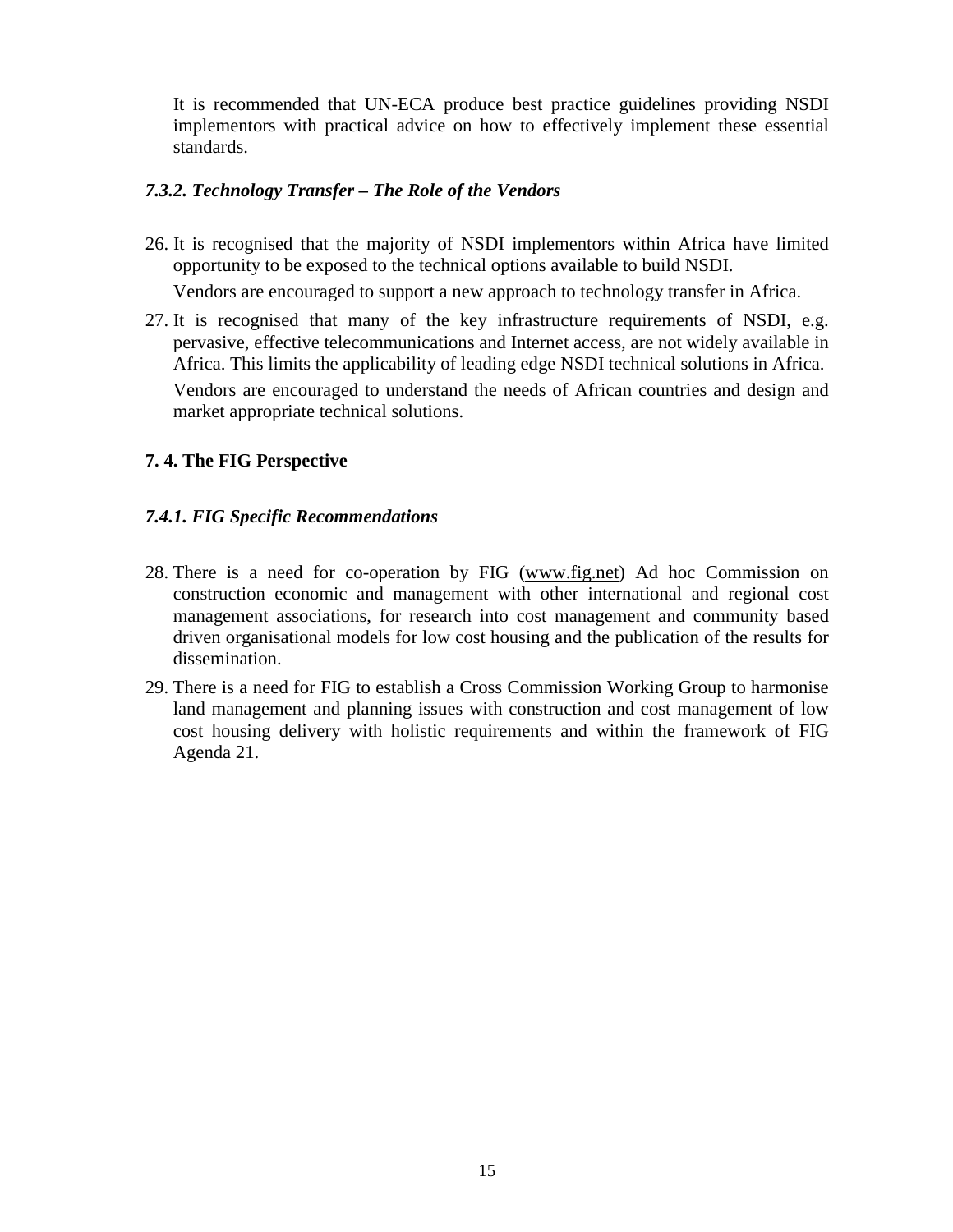It is recommended that UN-ECA produce best practice guidelines providing NSDI implementors with practical advice on how to effectively implement these essential standards.

### *7.3.2. Technology Transfer – The Role of the Vendors*

26. It is recognised that the majority of NSDI implementors within Africa have limited opportunity to be exposed to the technical options available to build NSDI.

    Vendors are encouraged to support a new approach to technology transfer in Africa.

27. It is recognised that many of the key infrastructure requirements of NSDI, e.g. pervasive, effective telecommunications and Internet access, are not widely available in Africa. This limits the applicability of leading edge NSDI technical solutions in Africa.

    Vendors are encouraged to understand the needs of African countries and design and market appropriate technical solutions.

## 7. 4. The FIG Perspective

### *7.4.1. FIG Specific Recommendations*

28. There is a need for co-operation by FIG (www.fig.net) Ad hoc Commission on construction economic and management with other international and regional cost management associations, for research into cost management and community based driven organisational models for low cost housing and the publication of the results for dissemination.

29. There is a need for FIG to establish a Cross Commission Working Group to harmonise land management and planning issues with construction and cost management of low cost housing delivery with holistic requirements and within the framework of FIG Agenda 21.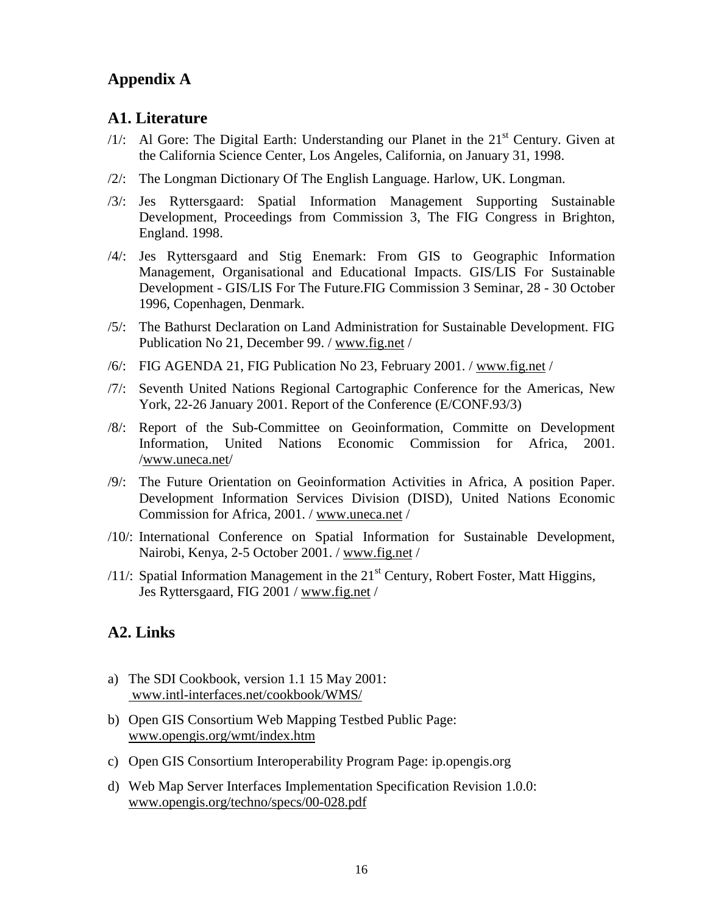## Appendix A

### A1. Literature

/1/: Al Gore: The Digital Earth: Understanding our Planet in the 21st Century. Given at the California Science Center, Los Angeles, California, on January 31, 1998.

/2/: The Longman Dictionary Of The English Language. Harlow, UK. Longman.

/3/: Jes Ryttersgaard: Spatial Information Management Supporting Sustainable Development, Proceedings from Commission 3, The FIG Congress in Brighton, England. 1998.

/4/: Jes Ryttersgaard and Stig Enemark: From GIS to Geographic Information Management, Organisational and Educational Impacts. GIS/LIS For Sustainable Development - GIS/LIS For The Future.FIG Commission 3 Seminar, 28 - 30 October 1996, Copenhagen, Denmark.

/5/: The Bathurst Declaration on Land Administration for Sustainable Development. FIG Publication No 21, December 99. / www.fig.net /

/6/: FIG AGENDA 21, FIG Publication No 23, February 2001. / www.fig.net /

/7/: Seventh United Nations Regional Cartographic Conference for the Americas, New York, 22-26 January 2001. Report of the Conference (E/CONF.93/3)

/8/: Report of the Sub-Committee on Geoinformation, Committe on Development Information, United Nations Economic Commission for Africa, 2001. /www.uneca.net/

/9/: The Future Orientation on Geoinformation Activities in Africa, A position Paper. Development Information Services Division (DISD), United Nations Economic Commission for Africa, 2001. / www.uneca.net /

/10/: International Conference on Spatial Information for Sustainable Development, Nairobi, Kenya, 2-5 October 2001. / www.fig.net /

/11/: Spatial Information Management in the 21st Century, Robert Foster, Matt Higgins, Jes Ryttersgaard, FIG 2001 / www.fig.net /

### A2. Links

a) The SDI Cookbook, version 1.1 15 May 2001: www.intl-interfaces.net/cookbook/WMS/

b) Open GIS Consortium Web Mapping Testbed Public Page: www.opengis.org/wmt/index.htm

c) Open GIS Consortium Interoperability Program Page: ip.opengis.org

d) Web Map Server Interfaces Implementation Specification Revision 1.0.0: www.opengis.org/techno/specs/00-028.pdf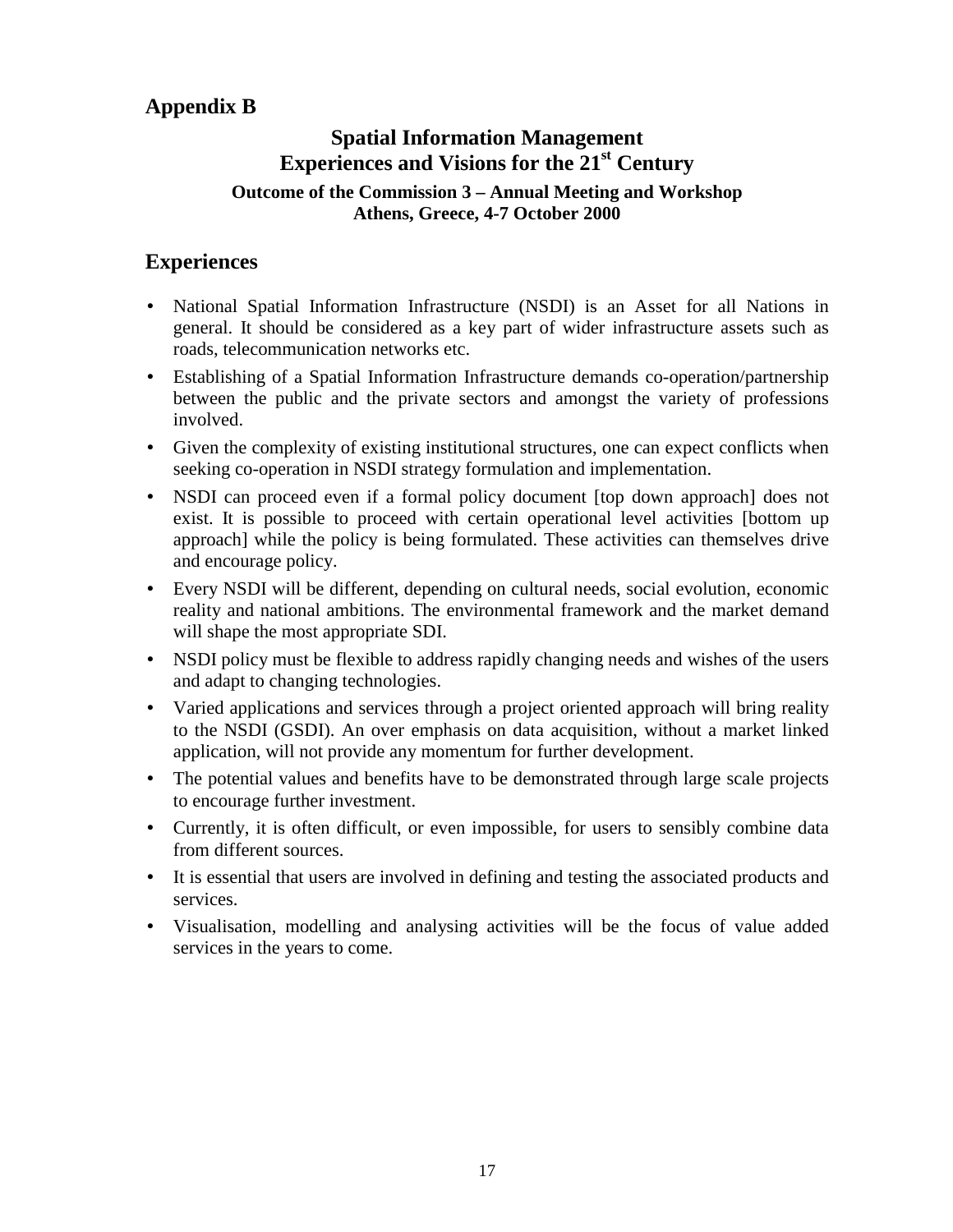## Appendix B

### Spatial Information Management
### Experiences and Visions for the 21st Century

**Outcome of the Commission 3 – Annual Meeting and Workshop**
**Athens, Greece, 4-7 October 2000**

## Experiences

- National Spatial Information Infrastructure (NSDI) is an Asset for all Nations in general. It should be considered as a key part of wider infrastructure assets such as roads, telecommunication networks etc.
- Establishing of a Spatial Information Infrastructure demands co-operation/partnership between the public and the private sectors and amongst the variety of professions involved.
- Given the complexity of existing institutional structures, one can expect conflicts when seeking co-operation in NSDI strategy formulation and implementation.
- NSDI can proceed even if a formal policy document [top down approach] does not exist. It is possible to proceed with certain operational level activities [bottom up approach] while the policy is being formulated. These activities can themselves drive and encourage policy.
- Every NSDI will be different, depending on cultural needs, social evolution, economic reality and national ambitions. The environmental framework and the market demand will shape the most appropriate SDI.
- NSDI policy must be flexible to address rapidly changing needs and wishes of the users and adapt to changing technologies.
- Varied applications and services through a project oriented approach will bring reality to the NSDI (GSDI). An over emphasis on data acquisition, without a market linked application, will not provide any momentum for further development.
- The potential values and benefits have to be demonstrated through large scale projects to encourage further investment.
- Currently, it is often difficult, or even impossible, for users to sensibly combine data from different sources.
- It is essential that users are involved in defining and testing the associated products and services.
- Visualisation, modelling and analysing activities will be the focus of value added services in the years to come.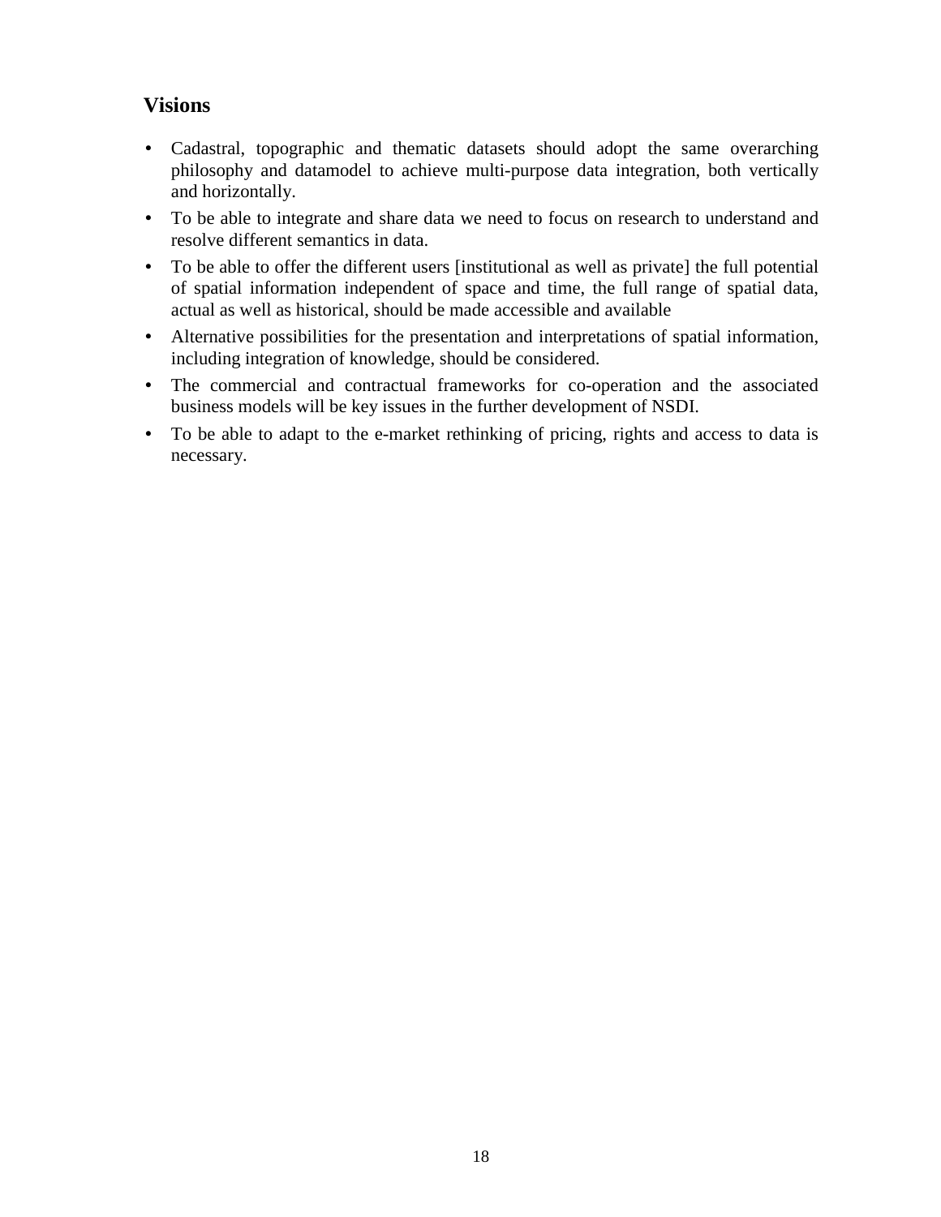## Visions

- Cadastral, topographic and thematic datasets should adopt the same overarching philosophy and datamodel to achieve multi-purpose data integration, both vertically and horizontally.
- To be able to integrate and share data we need to focus on research to understand and resolve different semantics in data.
- To be able to offer the different users [institutional as well as private] the full potential of spatial information independent of space and time, the full range of spatial data, actual as well as historical, should be made accessible and available
- Alternative possibilities for the presentation and interpretations of spatial information, including integration of knowledge, should be considered.
- The commercial and contractual frameworks for co-operation and the associated business models will be key issues in the further development of NSDI.
- To be able to adapt to the e-market rethinking of pricing, rights and access to data is necessary.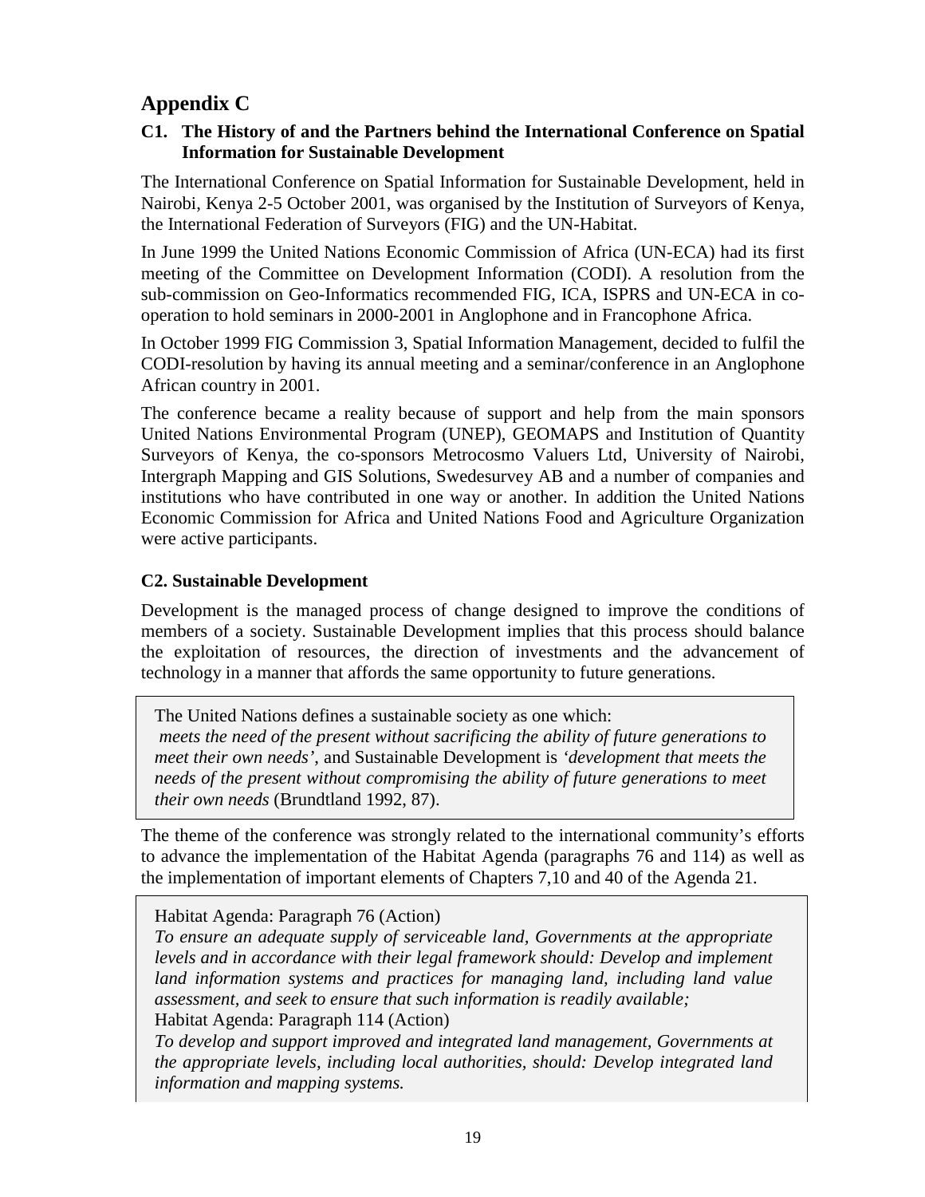# Appendix C

## C1. The History of and the Partners behind the International Conference on Spatial Information for Sustainable Development

The International Conference on Spatial Information for Sustainable Development, held in Nairobi, Kenya 2-5 October 2001, was organised by the Institution of Surveyors of Kenya, the International Federation of Surveyors (FIG) and the UN-Habitat.

In June 1999 the United Nations Economic Commission of Africa (UN-ECA) had its first meeting of the Committee on Development Information (CODI). A resolution from the sub-commission on Geo-Informatics recommended FIG, ICA, ISPRS and UN-ECA in co-operation to hold seminars in 2000-2001 in Anglophone and in Francophone Africa.

In October 1999 FIG Commission 3, Spatial Information Management, decided to fulfil the CODI-resolution by having its annual meeting and a seminar/conference in an Anglophone African country in 2001.

The conference became a reality because of support and help from the main sponsors United Nations Environmental Program (UNEP), GEOMAPS and Institution of Quantity Surveyors of Kenya, the co-sponsors Metrocosmo Valuers Ltd, University of Nairobi, Intergraph Mapping and GIS Solutions, Swedesurvey AB and a number of companies and institutions who have contributed in one way or another. In addition the United Nations Economic Commission for Africa and United Nations Food and Agriculture Organization were active participants.

## C2. Sustainable Development

Development is the managed process of change designed to improve the conditions of members of a society. Sustainable Development implies that this process should balance the exploitation of resources, the direction of investments and the advancement of technology in a manner that affords the same opportunity to future generations.

> The United Nations defines a sustainable society as one which:
> *meets the need of the present without sacrificing the ability of future generations to meet their own needs'*, and Sustainable Development is *'development that meets the needs of the present without compromising the ability of future generations to meet their own needs* (Brundtland 1992, 87).

The theme of the conference was strongly related to the international community's efforts to advance the implementation of the Habitat Agenda (paragraphs 76 and 114) as well as the implementation of important elements of Chapters 7,10 and 40 of the Agenda 21.

> Habitat Agenda: Paragraph 76 (Action)
> *To ensure an adequate supply of serviceable land, Governments at the appropriate levels and in accordance with their legal framework should: Develop and implement land information systems and practices for managing land, including land value assessment, and seek to ensure that such information is readily available;*
> Habitat Agenda: Paragraph 114 (Action)
> *To develop and support improved and integrated land management, Governments at the appropriate levels, including local authorities, should: Develop integrated land information and mapping systems.*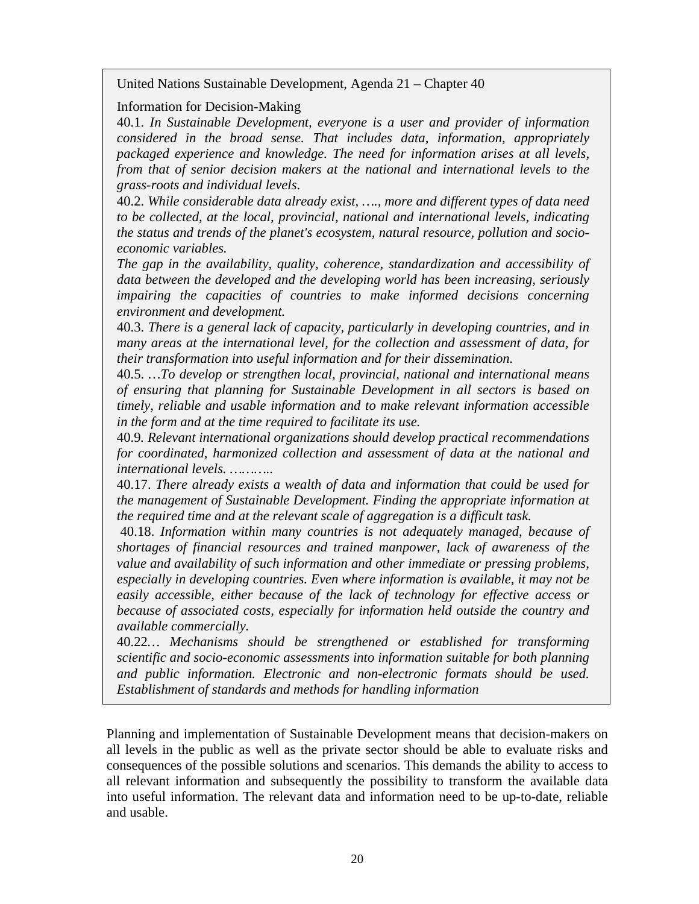United Nations Sustainable Development, Agenda 21 – Chapter 40

Information for Decision-Making

40.1. *In Sustainable Development, everyone is a user and provider of information considered in the broad sense. That includes data, information, appropriately packaged experience and knowledge. The need for information arises at all levels, from that of senior decision makers at the national and international levels to the grass-roots and individual levels.*

40.2. *While considerable data already exist, …., more and different types of data need to be collected, at the local, provincial, national and international levels, indicating the status and trends of the planet's ecosystem, natural resource, pollution and socio-economic variables.*

*The gap in the availability, quality, coherence, standardization and accessibility of data between the developed and the developing world has been increasing, seriously impairing the capacities of countries to make informed decisions concerning environment and development.*

40.3. *There is a general lack of capacity, particularly in developing countries, and in many areas at the international level, for the collection and assessment of data, for their transformation into useful information and for their dissemination.*

40.5. *…To develop or strengthen local, provincial, national and international means of ensuring that planning for Sustainable Development in all sectors is based on timely, reliable and usable information and to make relevant information accessible in the form and at the time required to facilitate its use.*

40.9. *Relevant international organizations should develop practical recommendations for coordinated, harmonized collection and assessment of data at the national and international levels. ……….*

40.17. *There already exists a wealth of data and information that could be used for the management of Sustainable Development. Finding the appropriate information at the required time and at the relevant scale of aggregation is a difficult task.*

40.18. *Information within many countries is not adequately managed, because of shortages of financial resources and trained manpower, lack of awareness of the value and availability of such information and other immediate or pressing problems, especially in developing countries. Even where information is available, it may not be easily accessible, either because of the lack of technology for effective access or because of associated costs, especially for information held outside the country and available commercially.*

40.22*… Mechanisms should be strengthened or established for transforming scientific and socio-economic assessments into information suitable for both planning and public information. Electronic and non-electronic formats should be used. Establishment of standards and methods for handling information*

Planning and implementation of Sustainable Development means that decision-makers on all levels in the public as well as the private sector should be able to evaluate risks and consequences of the possible solutions and scenarios. This demands the ability to access to all relevant information and subsequently the possibility to transform the available data into useful information. The relevant data and information need to be up-to-date, reliable and usable.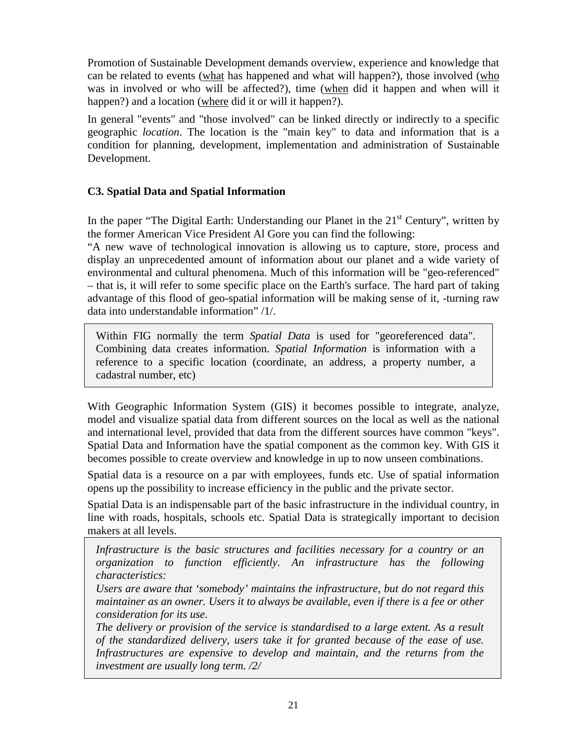Promotion of Sustainable Development demands overview, experience and knowledge that can be related to events (<u>what</u> has happened and what will happen?), those involved (<u>who</u> was in involved or who will be affected?), time (<u>when</u> did it happen and when will it happen?) and a location (<u>where</u> did it or will it happen?).

In general "events" and "those involved" can be linked directly or indirectly to a specific geographic *location*. The location is the "main key" to data and information that is a condition for planning, development, implementation and administration of Sustainable Development.

### C3. Spatial Data and Spatial Information

In the paper "The Digital Earth: Understanding our Planet in the 21st Century", written by the former American Vice President Al Gore you can find the following:
"A new wave of technological innovation is allowing us to capture, store, process and display an unprecedented amount of information about our planet and a wide variety of environmental and cultural phenomena. Much of this information will be "geo-referenced" – that is, it will refer to some specific place on the Earth's surface. The hard part of taking advantage of this flood of geo-spatial information will be making sense of it, -turning raw data into understandable information" /1/.

> Within FIG normally the term *Spatial Data* is used for "georeferenced data". Combining data creates information. *Spatial Information* is information with a reference to a specific location (coordinate, an address, a property number, a cadastral number, etc)

With Geographic Information System (GIS) it becomes possible to integrate, analyze, model and visualize spatial data from different sources on the local as well as the national and international level, provided that data from the different sources have common "keys". Spatial Data and Information have the spatial component as the common key. With GIS it becomes possible to create overview and knowledge in up to now unseen combinations.

Spatial data is a resource on a par with employees, funds etc. Use of spatial information opens up the possibility to increase efficiency in the public and the private sector.

Spatial Data is an indispensable part of the basic infrastructure in the individual country, in line with roads, hospitals, schools etc. Spatial Data is strategically important to decision makers at all levels.

> *Infrastructure is the basic structures and facilities necessary for a country or an organization to function efficiently. An infrastructure has the following characteristics:*
> *Users are aware that 'somebody' maintains the infrastructure, but do not regard this maintainer as an owner. Users it to always be available, even if there is a fee or other consideration for its use.*
> *The delivery or provision of the service is standardised to a large extent. As a result of the standardized delivery, users take it for granted because of the ease of use. Infrastructures are expensive to develop and maintain, and the returns from the investment are usually long term. /2/*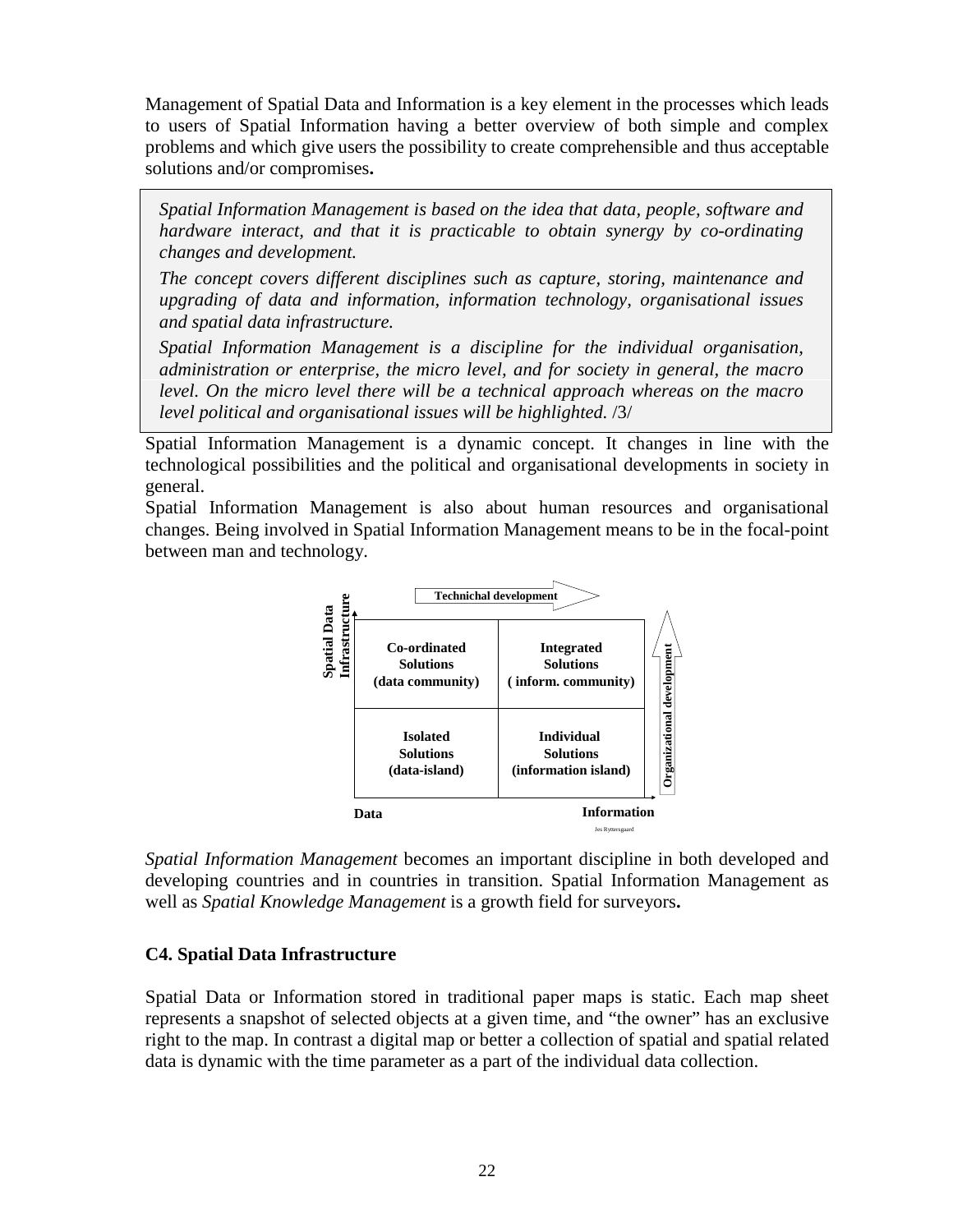Management of Spatial Data and Information is a key element in the processes which leads to users of Spatial Information having a better overview of both simple and complex problems and which give users the possibility to create comprehensible and thus acceptable solutions and/or compromises**.**

> *Spatial Information Management is based on the idea that data, people, software and hardware interact, and that it is practicable to obtain synergy by co-ordinating changes and development.*
>
> *The concept covers different disciplines such as capture, storing, maintenance and upgrading of data and information, information technology, organisational issues and spatial data infrastructure.*
>
> *Spatial Information Management is a discipline for the individual organisation, administration or enterprise, the micro level, and for society in general, the macro level. On the micro level there will be a technical approach whereas on the macro level political and organisational issues will be highlighted.* /3/

Spatial Information Management is a dynamic concept. It changes in line with the technological possibilities and the political and organisational developments in society in general.

Spatial Information Management is also about human resources and organisational changes. Being involved in Spatial Information Management means to be in the focal-point between man and technology.

**Technichal development** →

| Spatial Data Infrastructure ↑ | Data | Information | Organizational development ↑ |
|---|---|---|---|
| | **Co-ordinated Solutions (data community)** | **Integrated Solutions ( inform. community)** | |
| | **Isolated Solutions (data-island)** | **Individual Solutions (information island)** | |

Jes Ryttersgaard

*Spatial Information Management* becomes an important discipline in both developed and developing countries and in countries in transition. Spatial Information Management as well as *Spatial Knowledge Management* is a growth field for surveyors**.**

### C4. Spatial Data Infrastructure

Spatial Data or Information stored in traditional paper maps is static. Each map sheet represents a snapshot of selected objects at a given time, and "the owner" has an exclusive right to the map. In contrast a digital map or better a collection of spatial and spatial related data is dynamic with the time parameter as a part of the individual data collection.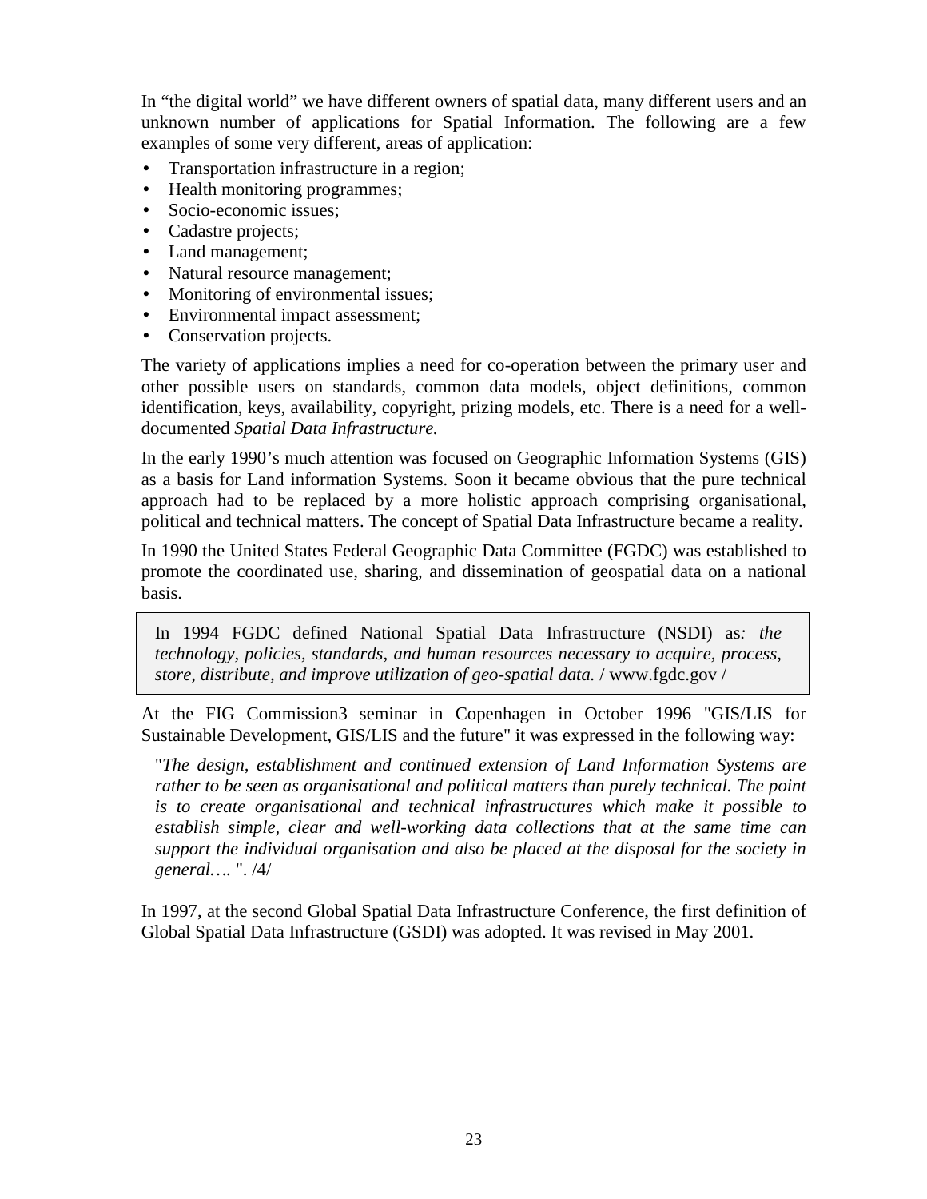In "the digital world" we have different owners of spatial data, many different users and an unknown number of applications for Spatial Information. The following are a few examples of some very different, areas of application:

- Transportation infrastructure in a region;
- Health monitoring programmes;
- Socio-economic issues;
- Cadastre projects;
- Land management;
- Natural resource management;
- Monitoring of environmental issues;
- Environmental impact assessment;
- Conservation projects.

The variety of applications implies a need for co-operation between the primary user and other possible users on standards, common data models, object definitions, common identification, keys, availability, copyright, prizing models, etc. There is a need for a well-documented *Spatial Data Infrastructure.*

In the early 1990's much attention was focused on Geographic Information Systems (GIS) as a basis for Land information Systems. Soon it became obvious that the pure technical approach had to be replaced by a more holistic approach comprising organisational, political and technical matters. The concept of Spatial Data Infrastructure became a reality.

In 1990 the United States Federal Geographic Data Committee (FGDC) was established to promote the coordinated use, sharing, and dissemination of geospatial data on a national basis.

> In 1994 FGDC defined National Spatial Data Infrastructure (NSDI) as*: the technology, policies, standards, and human resources necessary to acquire, process, store, distribute, and improve utilization of geo-spatial data.* / www.fgdc.gov /

At the FIG Commission3 seminar in Copenhagen in October 1996 "GIS/LIS for Sustainable Development, GIS/LIS and the future" it was expressed in the following way:

> "*The design, establishment and continued extension of Land Information Systems are rather to be seen as organisational and political matters than purely technical. The point is to create organisational and technical infrastructures which make it possible to establish simple, clear and well-working data collections that at the same time can support the individual organisation and also be placed at the disposal for the society in general….* ". /4/

In 1997, at the second Global Spatial Data Infrastructure Conference, the first definition of Global Spatial Data Infrastructure (GSDI) was adopted. It was revised in May 2001.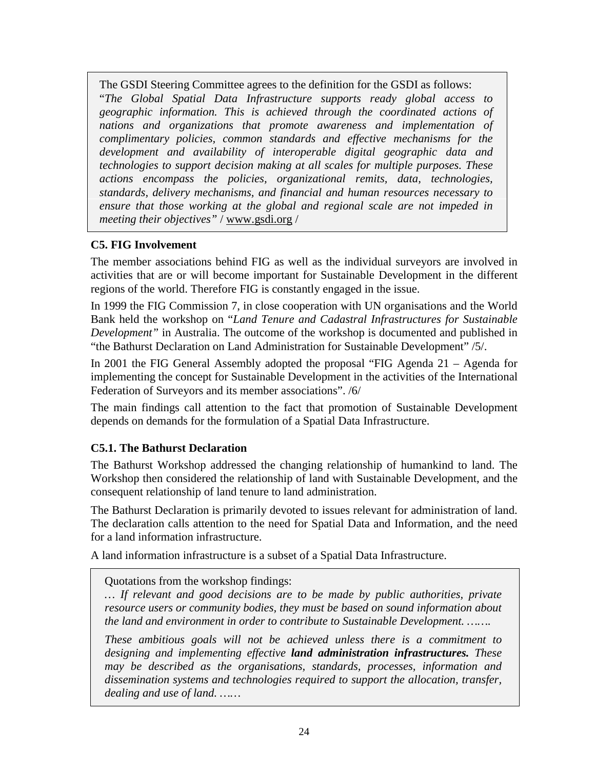> The GSDI Steering Committee agrees to the definition for the GSDI as follows:
> "*The Global Spatial Data Infrastructure supports ready global access to geographic information. This is achieved through the coordinated actions of nations and organizations that promote awareness and implementation of complimentary policies, common standards and effective mechanisms for the development and availability of interoperable digital geographic data and technologies to support decision making at all scales for multiple purposes. These actions encompass the policies, organizational remits, data, technologies, standards, delivery mechanisms, and financial and human resources necessary to ensure that those working at the global and regional scale are not impeded in meeting their objectives"* / www.gsdi.org /

### C5. FIG Involvement

The member associations behind FIG as well as the individual surveyors are involved in activities that are or will become important for Sustainable Development in the different regions of the world. Therefore FIG is constantly engaged in the issue.

In 1999 the FIG Commission 7, in close cooperation with UN organisations and the World Bank held the workshop on "*Land Tenure and Cadastral Infrastructures for Sustainable Development"* in Australia. The outcome of the workshop is documented and published in "the Bathurst Declaration on Land Administration for Sustainable Development" /5/.

In 2001 the FIG General Assembly adopted the proposal "FIG Agenda 21 – Agenda for implementing the concept for Sustainable Development in the activities of the International Federation of Surveyors and its member associations". /6/

The main findings call attention to the fact that promotion of Sustainable Development depends on demands for the formulation of a Spatial Data Infrastructure.

### C5.1. The Bathurst Declaration

The Bathurst Workshop addressed the changing relationship of humankind to land. The Workshop then considered the relationship of land with Sustainable Development, and the consequent relationship of land tenure to land administration.

The Bathurst Declaration is primarily devoted to issues relevant for administration of land. The declaration calls attention to the need for Spatial Data and Information, and the need for a land information infrastructure.

A land information infrastructure is a subset of a Spatial Data Infrastructure.

> Quotations from the workshop findings:
>
> *… If relevant and good decisions are to be made by public authorities, private resource users or community bodies, they must be based on sound information about the land and environment in order to contribute to Sustainable Development. …….*
>
> *These ambitious goals will not be achieved unless there is a commitment to designing and implementing effective **land administration infrastructures.** These may be described as the organisations, standards, processes, information and dissemination systems and technologies required to support the allocation, transfer, dealing and use of land. ……*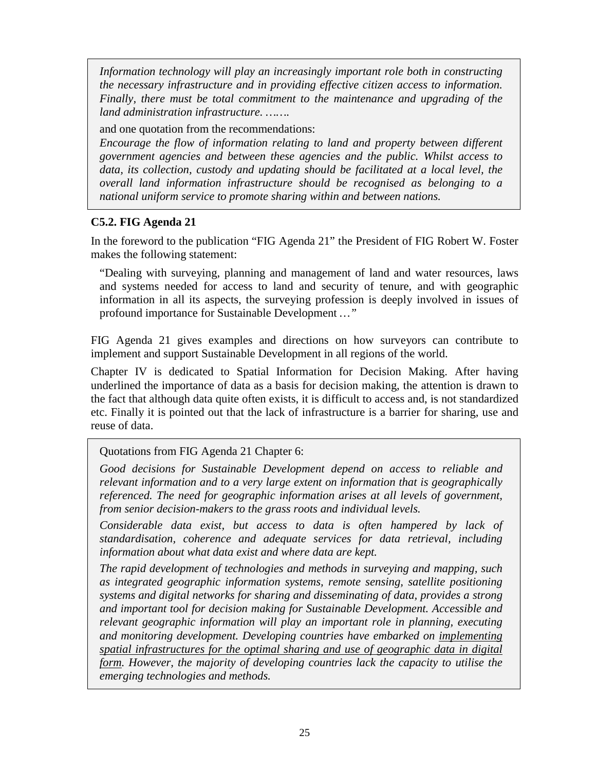*Information technology will play an increasingly important role both in constructing the necessary infrastructure and in providing effective citizen access to information. Finally, there must be total commitment to the maintenance and upgrading of the land administration infrastructure. …….*

and one quotation from the recommendations:

*Encourage the flow of information relating to land and property between different government agencies and between these agencies and the public. Whilst access to data, its collection, custody and updating should be facilitated at a local level, the overall land information infrastructure should be recognised as belonging to a national uniform service to promote sharing within and between nations.*

### C5.2. FIG Agenda 21

In the foreword to the publication "FIG Agenda 21" the President of FIG Robert W. Foster makes the following statement:

> "Dealing with surveying, planning and management of land and water resources, laws and systems needed for access to land and security of tenure, and with geographic information in all its aspects, the surveying profession is deeply involved in issues of profound importance for Sustainable Development *…"*

FIG Agenda 21 gives examples and directions on how surveyors can contribute to implement and support Sustainable Development in all regions of the world.

Chapter IV is dedicated to Spatial Information for Decision Making. After having underlined the importance of data as a basis for decision making, the attention is drawn to the fact that although data quite often exists, it is difficult to access and, is not standardized etc. Finally it is pointed out that the lack of infrastructure is a barrier for sharing, use and reuse of data.

Quotations from FIG Agenda 21 Chapter 6:

*Good decisions for Sustainable Development depend on access to reliable and relevant information and to a very large extent on information that is geographically referenced. The need for geographic information arises at all levels of government, from senior decision-makers to the grass roots and individual levels.*

*Considerable data exist, but access to data is often hampered by lack of standardisation, coherence and adequate services for data retrieval, including information about what data exist and where data are kept.*

*The rapid development of technologies and methods in surveying and mapping, such as integrated geographic information systems, remote sensing, satellite positioning systems and digital networks for sharing and disseminating of data, provides a strong and important tool for decision making for Sustainable Development. Accessible and relevant geographic information will play an important role in planning, executing and monitoring development. Developing countries have embarked on <u>implementing spatial infrastructures for the optimal sharing and use of geographic data in digital form</u>. However, the majority of developing countries lack the capacity to utilise the emerging technologies and methods.*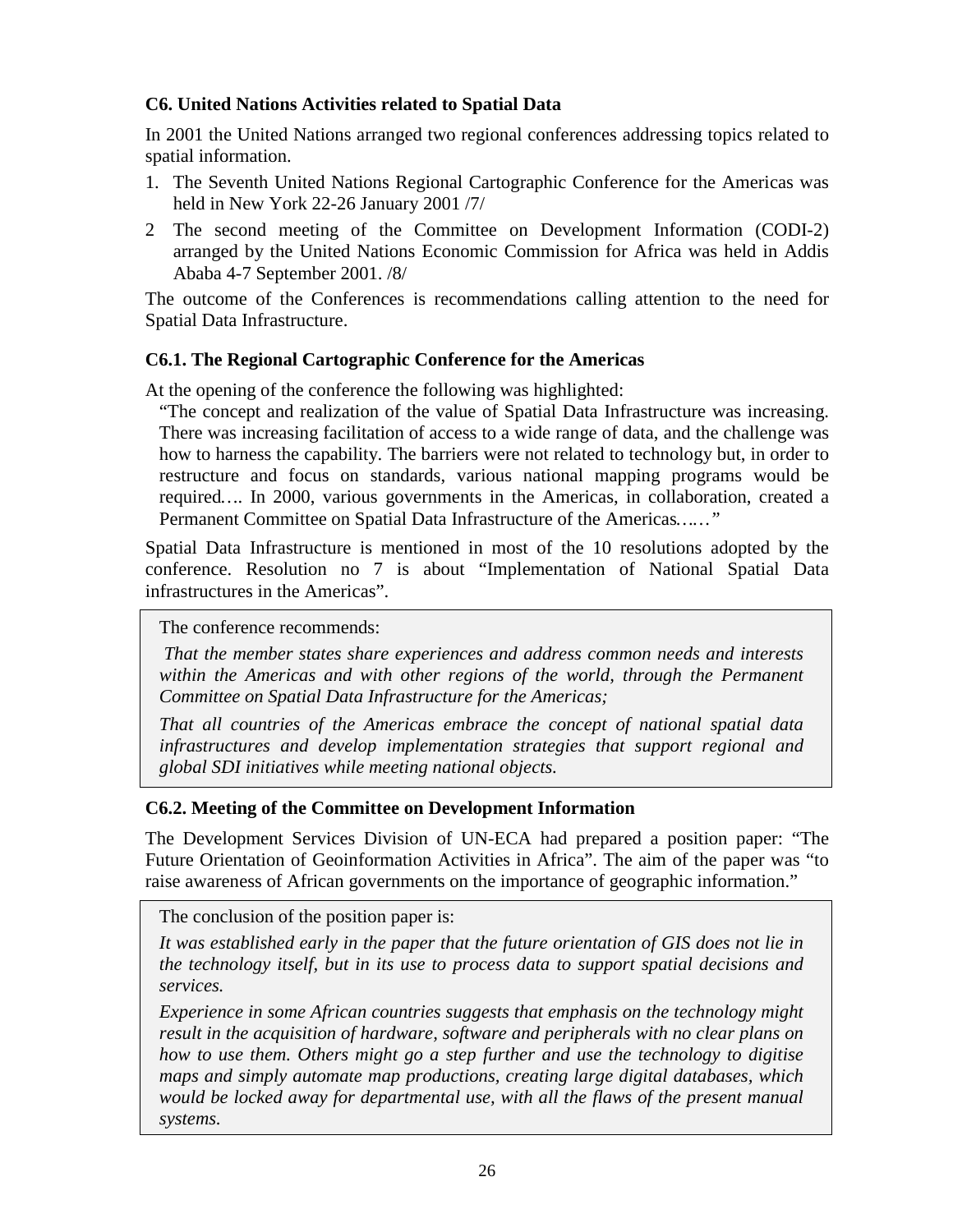### C6. United Nations Activities related to Spatial Data

In 2001 the United Nations arranged two regional conferences addressing topics related to spatial information.

1. The Seventh United Nations Regional Cartographic Conference for the Americas was held in New York 22-26 January 2001 /7/
2. The second meeting of the Committee on Development Information (CODI-2) arranged by the United Nations Economic Commission for Africa was held in Addis Ababa 4-7 September 2001. /8/

The outcome of the Conferences is recommendations calling attention to the need for Spatial Data Infrastructure.

### C6.1. The Regional Cartographic Conference for the Americas

At the opening of the conference the following was highlighted:

> "The concept and realization of the value of Spatial Data Infrastructure was increasing. There was increasing facilitation of access to a wide range of data, and the challenge was how to harness the capability. The barriers were not related to technology but, in order to restructure and focus on standards, various national mapping programs would be required*….* In 2000, various governments in the Americas, in collaboration, created a Permanent Committee on Spatial Data Infrastructure of the Americas*……"*

Spatial Data Infrastructure is mentioned in most of the 10 resolutions adopted by the conference. Resolution no 7 is about "Implementation of National Spatial Data infrastructures in the Americas".

> The conference recommends:
>
> *That the member states share experiences and address common needs and interests within the Americas and with other regions of the world, through the Permanent Committee on Spatial Data Infrastructure for the Americas;*
>
> *That all countries of the Americas embrace the concept of national spatial data infrastructures and develop implementation strategies that support regional and global SDI initiatives while meeting national objects.*

### C6.2. Meeting of the Committee on Development Information

The Development Services Division of UN-ECA had prepared a position paper: "The Future Orientation of Geoinformation Activities in Africa". The aim of the paper was "to raise awareness of African governments on the importance of geographic information."

> The conclusion of the position paper is:
>
> *It was established early in the paper that the future orientation of GIS does not lie in the technology itself, but in its use to process data to support spatial decisions and services.*
>
> *Experience in some African countries suggests that emphasis on the technology might result in the acquisition of hardware, software and peripherals with no clear plans on how to use them. Others might go a step further and use the technology to digitise maps and simply automate map productions, creating large digital databases, which would be locked away for departmental use, with all the flaws of the present manual systems.*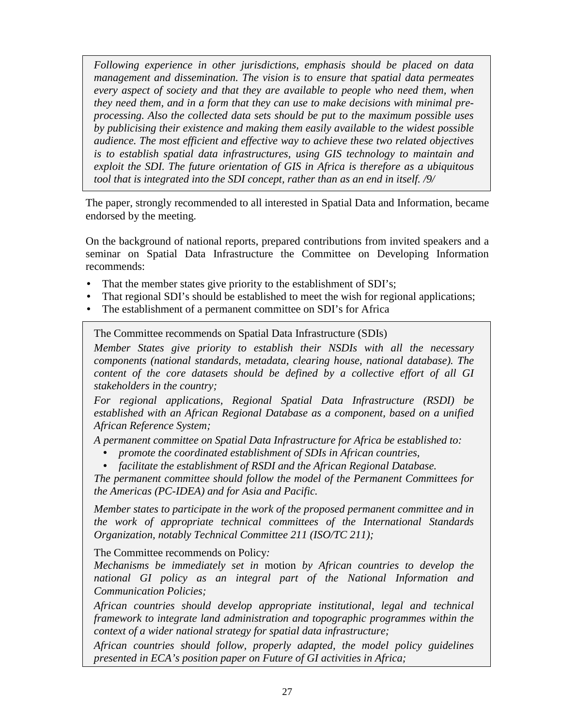*Following experience in other jurisdictions, emphasis should be placed on data management and dissemination. The vision is to ensure that spatial data permeates every aspect of society and that they are available to people who need them, when they need them, and in a form that they can use to make decisions with minimal pre-processing. Also the collected data sets should be put to the maximum possible uses by publicising their existence and making them easily available to the widest possible audience. The most efficient and effective way to achieve these two related objectives is to establish spatial data infrastructures, using GIS technology to maintain and exploit the SDI. The future orientation of GIS in Africa is therefore as a ubiquitous tool that is integrated into the SDI concept, rather than as an end in itself. /9/*

The paper, strongly recommended to all interested in Spatial Data and Information, became endorsed by the meeting.

On the background of national reports, prepared contributions from invited speakers and a seminar on Spatial Data Infrastructure the Committee on Developing Information recommends:

- That the member states give priority to the establishment of SDI's;
- That regional SDI's should be established to meet the wish for regional applications;
- The establishment of a permanent committee on SDI's for Africa

The Committee recommends on Spatial Data Infrastructure (SDIs)

*Member States give priority to establish their NSDIs with all the necessary components (national standards, metadata, clearing house, national database). The content of the core datasets should be defined by a collective effort of all GI stakeholders in the country;*

*For regional applications, Regional Spatial Data Infrastructure (RSDI) be established with an African Regional Database as a component, based on a unified African Reference System;*

*A permanent committee on Spatial Data Infrastructure for Africa be established to:*

- *promote the coordinated establishment of SDIs in African countries,*
- *facilitate the establishment of RSDI and the African Regional Database.*

*The permanent committee should follow the model of the Permanent Committees for the Americas (PC-IDEA) and for Asia and Pacific.*

*Member states to participate in the work of the proposed permanent committee and in the work of appropriate technical committees of the International Standards Organization, notably Technical Committee 211 (ISO/TC 211);*

The Committee recommends on Policy*:*

*Mechanisms be immediately set in* motion *by African countries to develop the national GI policy as an integral part of the National Information and Communication Policies;*

*African countries should develop appropriate institutional, legal and technical framework to integrate land administration and topographic programmes within the context of a wider national strategy for spatial data infrastructure;*

*African countries should follow, properly adapted, the model policy guidelines presented in ECA's position paper on Future of GI activities in Africa;*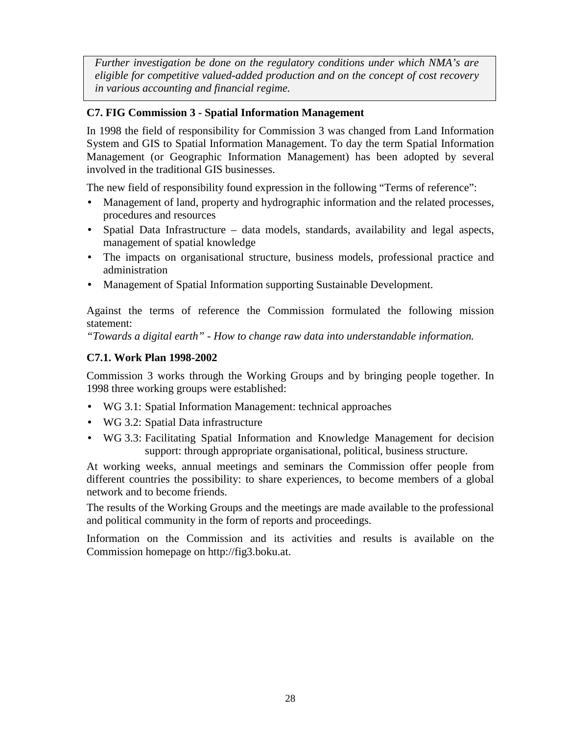*Further investigation be done on the regulatory conditions under which NMA's are eligible for competitive valued-added production and on the concept of cost recovery in various accounting and financial regime.*

### C7. FIG Commission 3 - Spatial Information Management

In 1998 the field of responsibility for Commission 3 was changed from Land Information System and GIS to Spatial Information Management. To day the term Spatial Information Management (or Geographic Information Management) has been adopted by several involved in the traditional GIS businesses.

The new field of responsibility found expression in the following "Terms of reference":

- Management of land, property and hydrographic information and the related processes, procedures and resources
- Spatial Data Infrastructure – data models, standards, availability and legal aspects, management of spatial knowledge
- The impacts on organisational structure, business models, professional practice and administration
- Management of Spatial Information supporting Sustainable Development.

Against the terms of reference the Commission formulated the following mission statement:
*"Towards a digital earth" - How to change raw data into understandable information.*

#### C7.1. Work Plan 1998-2002

Commission 3 works through the Working Groups and by bringing people together. In 1998 three working groups were established:

- WG 3.1: Spatial Information Management: technical approaches
- WG 3.2: Spatial Data infrastructure
- WG 3.3: Facilitating Spatial Information and Knowledge Management for decision support: through appropriate organisational, political, business structure.

At working weeks, annual meetings and seminars the Commission offer people from different countries the possibility: to share experiences, to become members of a global network and to become friends.

The results of the Working Groups and the meetings are made available to the professional and political community in the form of reports and proceedings.

Information on the Commission and its activities and results is available on the Commission homepage on http://fig3.boku.at.